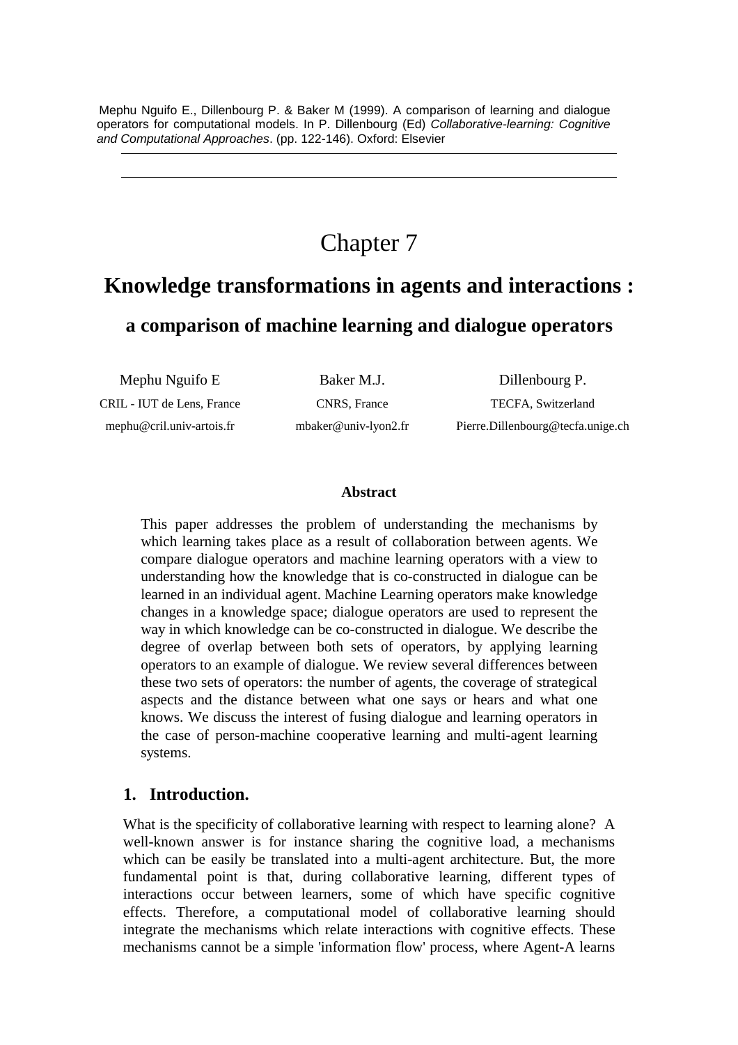Mephu Nguifo E., Dillenbourg P. & Baker M (1999). A comparison of learning and dialogue operators for computational models. In P. Dillenbourg (Ed) *Collaborative-learning: Cognitive and Computational Approaches*. (pp. 122-146). Oxford: Elsevier

---

# Chapter 7

## Knowledge transformations in agents and interactions :

### a comparison of machine learning and dialogue operators

| Mephu Nguifo E | Baker M.J. | Dillenbourg P. |
|---|---|---|
| CRIL - IUT de Lens, France | CNRS, France | TECFA, Switzerland |
| mephu@cril.univ-artois.fr | mbaker@univ-lyon2.fr | Pierre.Dillenbourg@tecfa.unige.ch |

**Abstract**

This paper addresses the problem of understanding the mechanisms by which learning takes place as a result of collaboration between agents. We compare dialogue operators and machine learning operators with a view to understanding how the knowledge that is co-constructed in dialogue can be learned in an individual agent. Machine Learning operators make knowledge changes in a knowledge space; dialogue operators are used to represent the way in which knowledge can be co-constructed in dialogue. We describe the degree of overlap between both sets of operators, by applying learning operators to an example of dialogue. We review several differences between these two sets of operators: the number of agents, the coverage of strategical aspects and the distance between what one says or hears and what one knows. We discuss the interest of fusing dialogue and learning operators in the case of person-machine cooperative learning and multi-agent learning systems.

## 1. Introduction.

What is the specificity of collaborative learning with respect to learning alone? A well-known answer is for instance sharing the cognitive load, a mechanisms which can be easily be translated into a multi-agent architecture. But, the more fundamental point is that, during collaborative learning, different types of interactions occur between learners, some of which have specific cognitive effects. Therefore, a computational model of collaborative learning should integrate the mechanisms which relate interactions with cognitive effects. These mechanisms cannot be a simple 'information flow' process, where Agent-A learns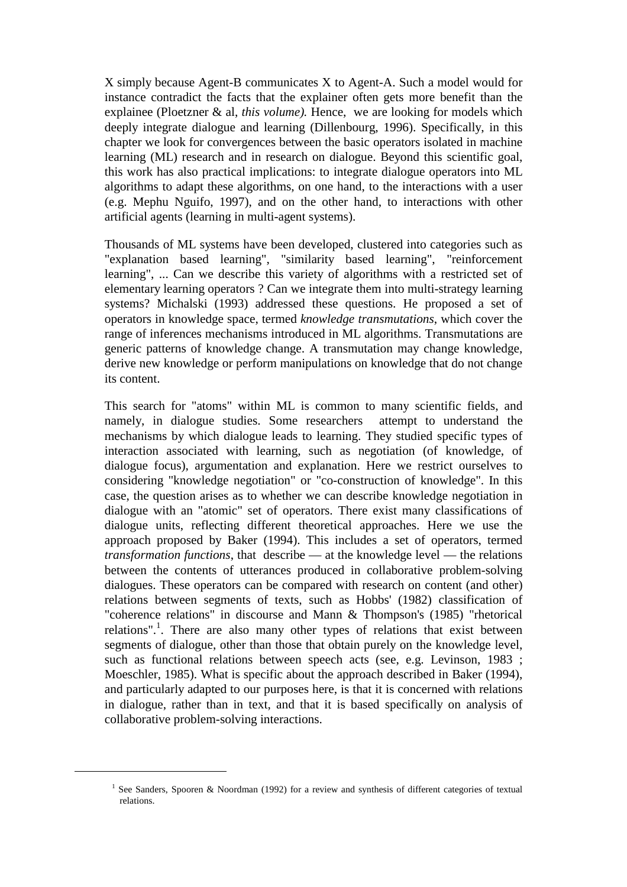X simply because Agent-B communicates X to Agent-A. Such a model would for instance contradict the facts that the explainer often gets more benefit than the explainee (Ploetzner & al, *this volume).* Hence, we are looking for models which deeply integrate dialogue and learning (Dillenbourg, 1996). Specifically, in this chapter we look for convergences between the basic operators isolated in machine learning (ML) research and in research on dialogue. Beyond this scientific goal, this work has also practical implications: to integrate dialogue operators into ML algorithms to adapt these algorithms, on one hand, to the interactions with a user (e.g. Mephu Nguifo, 1997), and on the other hand, to interactions with other artificial agents (learning in multi-agent systems).

Thousands of ML systems have been developed, clustered into categories such as "explanation based learning", "similarity based learning", "reinforcement learning", ... Can we describe this variety of algorithms with a restricted set of elementary learning operators ? Can we integrate them into multi-strategy learning systems? Michalski (1993) addressed these questions. He proposed a set of operators in knowledge space, termed *knowledge transmutations*, which cover the range of inferences mechanisms introduced in ML algorithms. Transmutations are generic patterns of knowledge change. A transmutation may change knowledge, derive new knowledge or perform manipulations on knowledge that do not change its content.

This search for "atoms" within ML is common to many scientific fields, and namely, in dialogue studies. Some researchers attempt to understand the mechanisms by which dialogue leads to learning. They studied specific types of interaction associated with learning, such as negotiation (of knowledge, of dialogue focus), argumentation and explanation. Here we restrict ourselves to considering "knowledge negotiation" or "co-construction of knowledge". In this case, the question arises as to whether we can describe knowledge negotiation in dialogue with an "atomic" set of operators. There exist many classifications of dialogue units, reflecting different theoretical approaches. Here we use the approach proposed by Baker (1994). This includes a set of operators, termed *transformation functions*, that describe — at the knowledge level — the relations between the contents of utterances produced in collaborative problem-solving dialogues. These operators can be compared with research on content (and other) relations between segments of texts, such as Hobbs' (1982) classification of "coherence relations" in discourse and Mann & Thompson's (1985) "rhetorical relations".[1]. There are also many other types of relations that exist between segments of dialogue, other than those that obtain purely on the knowledge level, such as functional relations between speech acts (see, e.g. Levinson, 1983 ; Moeschler, 1985). What is specific about the approach described in Baker (1994), and particularly adapted to our purposes here, is that it is concerned with relations in dialogue, rather than in text, and that it is based specifically on analysis of collaborative problem-solving interactions.

[1] See Sanders, Spooren & Noordman (1992) for a review and synthesis of different categories of textual relations.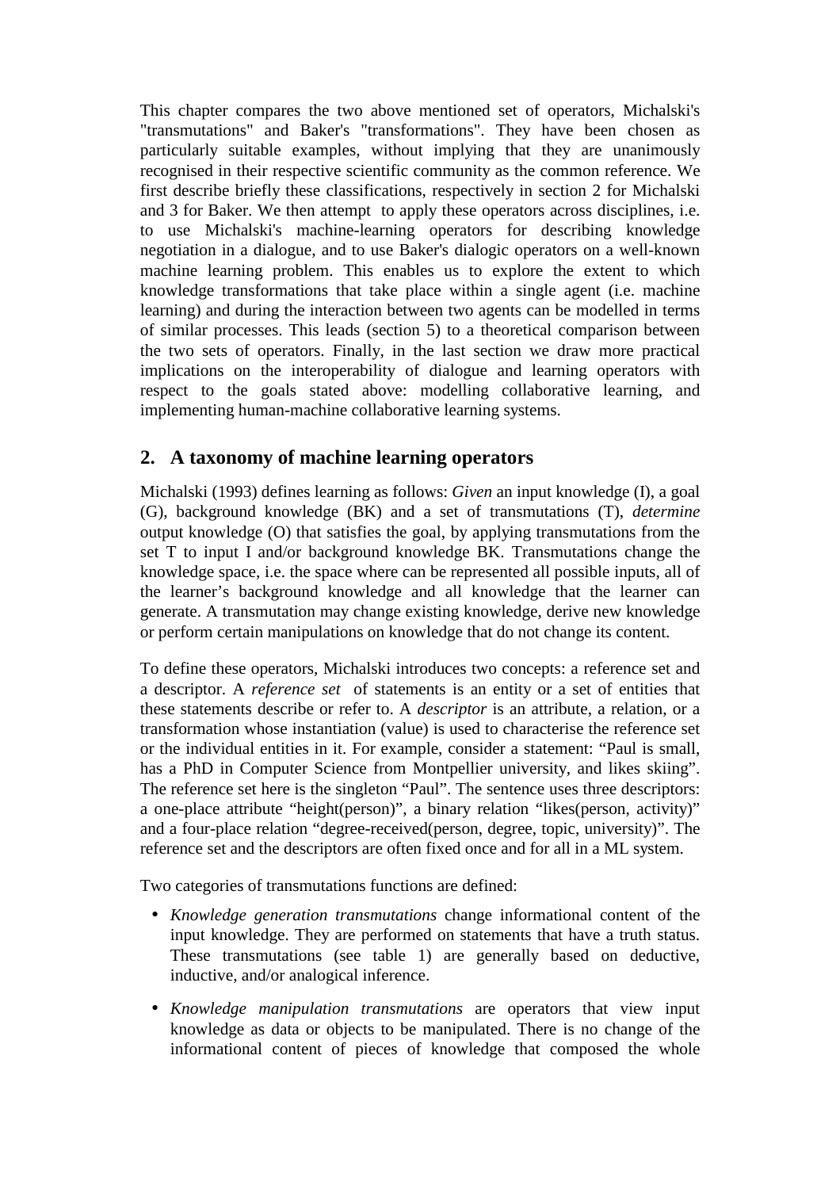This chapter compares the two above mentioned set of operators, Michalski's "transmutations" and Baker's "transformations". They have been chosen as particularly suitable examples, without implying that they are unanimously recognised in their respective scientific community as the common reference. We first describe briefly these classifications, respectively in section 2 for Michalski and 3 for Baker. We then attempt to apply these operators across disciplines, i.e. to use Michalski's machine-learning operators for describing knowledge negotiation in a dialogue, and to use Baker's dialogic operators on a well-known machine learning problem. This enables us to explore the extent to which knowledge transformations that take place within a single agent (i.e. machine learning) and during the interaction between two agents can be modelled in terms of similar processes. This leads (section 5) to a theoretical comparison between the two sets of operators. Finally, in the last section we draw more practical implications on the interoperability of dialogue and learning operators with respect to the goals stated above: modelling collaborative learning, and implementing human-machine collaborative learning systems.

## 2. A taxonomy of machine learning operators

Michalski (1993) defines learning as follows: *Given* an input knowledge (I), a goal (G), background knowledge (BK) and a set of transmutations (T), *determine* output knowledge (O) that satisfies the goal, by applying transmutations from the set T to input I and/or background knowledge BK. Transmutations change the knowledge space, i.e. the space where can be represented all possible inputs, all of the learner's background knowledge and all knowledge that the learner can generate. A transmutation may change existing knowledge, derive new knowledge or perform certain manipulations on knowledge that do not change its content.

To define these operators, Michalski introduces two concepts: a reference set and a descriptor. A *reference set* of statements is an entity or a set of entities that these statements describe or refer to. A *descriptor* is an attribute, a relation, or a transformation whose instantiation (value) is used to characterise the reference set or the individual entities in it. For example, consider a statement: "Paul is small, has a PhD in Computer Science from Montpellier university, and likes skiing". The reference set here is the singleton "Paul". The sentence uses three descriptors: a one-place attribute "height(person)", a binary relation "likes(person, activity)" and a four-place relation "degree-received(person, degree, topic, university)". The reference set and the descriptors are often fixed once and for all in a ML system.

Two categories of transmutations functions are defined:

- *Knowledge generation transmutations* change informational content of the input knowledge. They are performed on statements that have a truth status. These transmutations (see table 1) are generally based on deductive, inductive, and/or analogical inference.

- *Knowledge manipulation transmutations* are operators that view input knowledge as data or objects to be manipulated. There is no change of the informational content of pieces of knowledge that composed the whole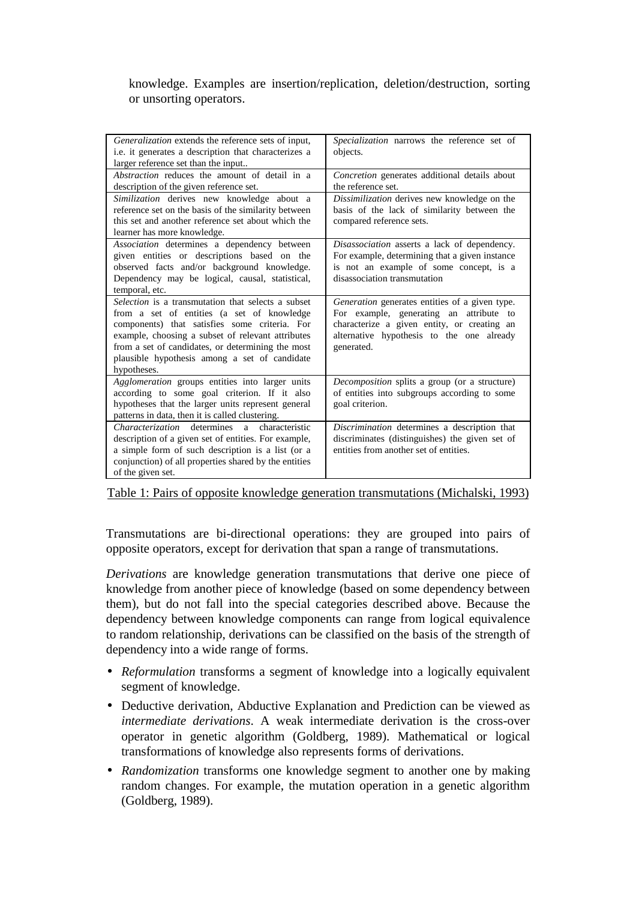knowledge. Examples are insertion/replication, deletion/destruction, sorting or unsorting operators.

| | |
|---|---|
| *Generalization* extends the reference sets of input, i.e. it generates a description that characterizes a larger reference set than the input.. | *Specialization* narrows the reference set of objects. |
| *Abstraction* reduces the amount of detail in a description of the given reference set. | *Concretion* generates additional details about the reference set. |
| *Similization* derives new knowledge about a reference set on the basis of the similarity between this set and another reference set about which the learner has more knowledge. | *Dissimilization* derives new knowledge on the basis of the lack of similarity between the compared reference sets. |
| *Association* determines a dependency between given entities or descriptions based on the observed facts and/or background knowledge. Dependency may be logical, causal, statistical, temporal, etc. | *Disassociation* asserts a lack of dependency. For example, determining that a given instance is not an example of some concept, is a disassociation transmutation |
| *Selection* is a transmutation that selects a subset from a set of entities (a set of knowledge components) that satisfies some criteria. For example, choosing a subset of relevant attributes from a set of candidates, or determining the most plausible hypothesis among a set of candidate hypotheses. | *Generation* generates entities of a given type. For example, generating an attribute to characterize a given entity, or creating an alternative hypothesis to the one already generated. |
| *Agglomeration* groups entities into larger units according to some goal criterion. If it also hypotheses that the larger units represent general patterns in data, then it is called clustering. | *Decomposition* splits a group (or a structure) of entities into subgroups according to some goal criterion. |
| *Characterization* determines a characteristic description of a given set of entities. For example, a simple form of such description is a list (or a conjunction) of all properties shared by the entities of the given set. | *Discrimination* determines a description that discriminates (distinguishes) the given set of entities from another set of entities. |

Table 1: Pairs of opposite knowledge generation transmutations (Michalski, 1993)

Transmutations are bi-directional operations: they are grouped into pairs of opposite operators, except for derivation that span a range of transmutations.

*Derivations* are knowledge generation transmutations that derive one piece of knowledge from another piece of knowledge (based on some dependency between them), but do not fall into the special categories described above. Because the dependency between knowledge components can range from logical equivalence to random relationship, derivations can be classified on the basis of the strength of dependency into a wide range of forms.

- *Reformulation* transforms a segment of knowledge into a logically equivalent segment of knowledge.
- Deductive derivation, Abductive Explanation and Prediction can be viewed as *intermediate derivations*. A weak intermediate derivation is the cross-over operator in genetic algorithm (Goldberg, 1989). Mathematical or logical transformations of knowledge also represents forms of derivations.
- *Randomization* transforms one knowledge segment to another one by making random changes. For example, the mutation operation in a genetic algorithm (Goldberg, 1989).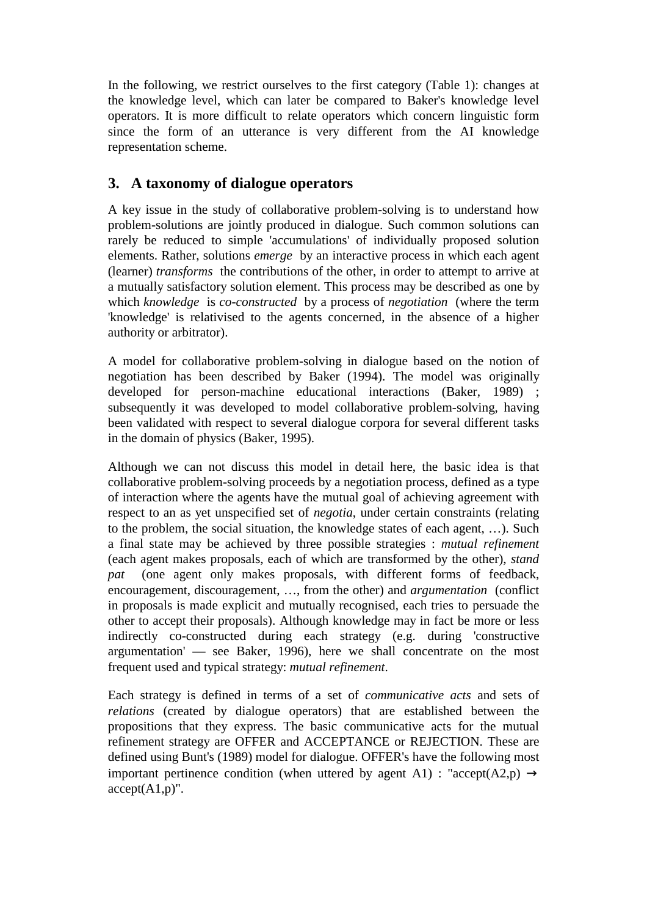In the following, we restrict ourselves to the first category (Table 1): changes at the knowledge level, which can later be compared to Baker's knowledge level operators. It is more difficult to relate operators which concern linguistic form since the form of an utterance is very different from the AI knowledge representation scheme.

## 3. A taxonomy of dialogue operators

A key issue in the study of collaborative problem-solving is to understand how problem-solutions are jointly produced in dialogue. Such common solutions can rarely be reduced to simple 'accumulations' of individually proposed solution elements. Rather, solutions *emerge* by an interactive process in which each agent (learner) *transforms* the contributions of the other, in order to attempt to arrive at a mutually satisfactory solution element. This process may be described as one by which *knowledge* is *co-constructed* by a process of *negotiation* (where the term 'knowledge' is relativised to the agents concerned, in the absence of a higher authority or arbitrator).

A model for collaborative problem-solving in dialogue based on the notion of negotiation has been described by Baker (1994). The model was originally developed for person-machine educational interactions (Baker, 1989) ; subsequently it was developed to model collaborative problem-solving, having been validated with respect to several dialogue corpora for several different tasks in the domain of physics (Baker, 1995).

Although we can not discuss this model in detail here, the basic idea is that collaborative problem-solving proceeds by a negotiation process, defined as a type of interaction where the agents have the mutual goal of achieving agreement with respect to an as yet unspecified set of *negotia*, under certain constraints (relating to the problem, the social situation, the knowledge states of each agent, …). Such a final state may be achieved by three possible strategies : *mutual refinement* (each agent makes proposals, each of which are transformed by the other), *stand pat* (one agent only makes proposals, with different forms of feedback, encouragement, discouragement, …, from the other) and *argumentation* (conflict in proposals is made explicit and mutually recognised, each tries to persuade the other to accept their proposals). Although knowledge may in fact be more or less indirectly co-constructed during each strategy (e.g. during 'constructive argumentation' — see Baker, 1996), here we shall concentrate on the most frequent used and typical strategy: *mutual refinement*.

Each strategy is defined in terms of a set of *communicative acts* and sets of *relations* (created by dialogue operators) that are established between the propositions that they express. The basic communicative acts for the mutual refinement strategy are OFFER and ACCEPTANCE or REJECTION. These are defined using Bunt's (1989) model for dialogue. OFFER's have the following most important pertinence condition (when uttered by agent A1) : "$accept(A2,p) \rightarrow accept(A1,p)$".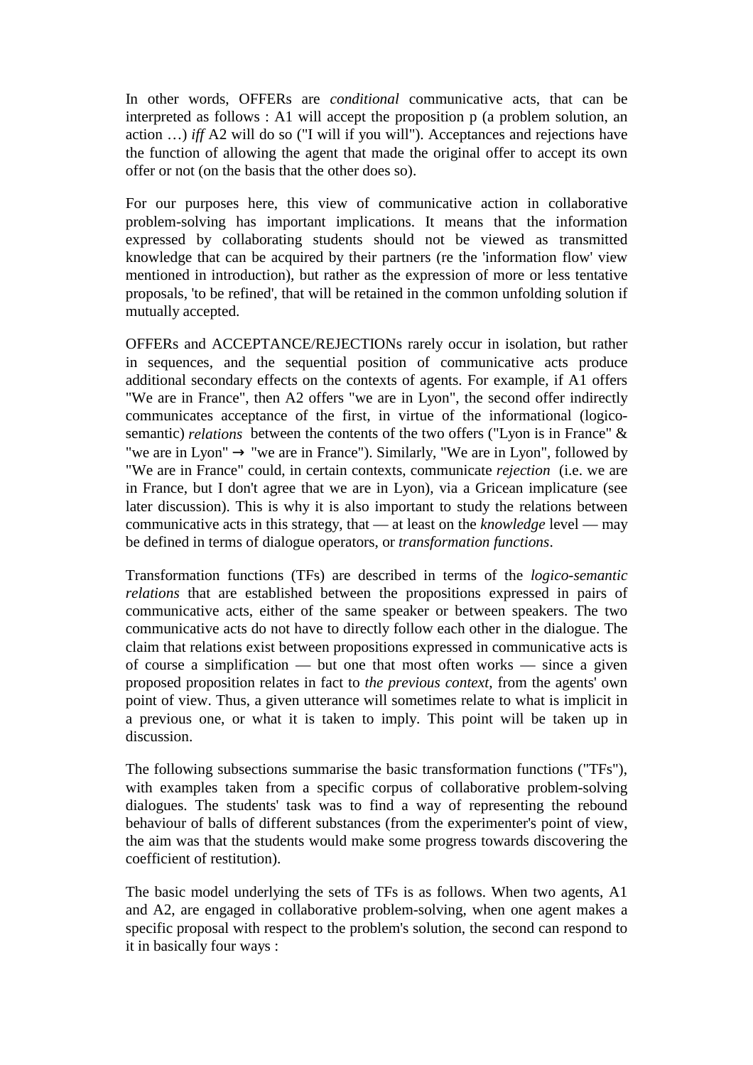In other words, OFFERs are *conditional* communicative acts, that can be interpreted as follows : A1 will accept the proposition p (a problem solution, an action …) *iff* A2 will do so ("I will if you will"). Acceptances and rejections have the function of allowing the agent that made the original offer to accept its own offer or not (on the basis that the other does so).

For our purposes here, this view of communicative action in collaborative problem-solving has important implications. It means that the information expressed by collaborating students should not be viewed as transmitted knowledge that can be acquired by their partners (re the 'information flow' view mentioned in introduction), but rather as the expression of more or less tentative proposals, 'to be refined', that will be retained in the common unfolding solution if mutually accepted.

OFFERs and ACCEPTANCE/REJECTIONs rarely occur in isolation, but rather in sequences, and the sequential position of communicative acts produce additional secondary effects on the contexts of agents. For example, if A1 offers "We are in France", then A2 offers "we are in Lyon", the second offer indirectly communicates acceptance of the first, in virtue of the informational (logico-semantic) *relations* between the contents of the two offers ("Lyon is in France" & "we are in Lyon" → "we are in France"). Similarly, "We are in Lyon", followed by "We are in France" could, in certain contexts, communicate *rejection* (i.e. we are in France, but I don't agree that we are in Lyon), via a Gricean implicature (see later discussion). This is why it is also important to study the relations between communicative acts in this strategy, that — at least on the *knowledge* level — may be defined in terms of dialogue operators, or *transformation functions*.

Transformation functions (TFs) are described in terms of the *logico-semantic relations* that are established between the propositions expressed in pairs of communicative acts, either of the same speaker or between speakers. The two communicative acts do not have to directly follow each other in the dialogue. The claim that relations exist between propositions expressed in communicative acts is of course a simplification — but one that most often works — since a given proposed proposition relates in fact to *the previous context*, from the agents' own point of view. Thus, a given utterance will sometimes relate to what is implicit in a previous one, or what it is taken to imply. This point will be taken up in discussion.

The following subsections summarise the basic transformation functions ("TFs"), with examples taken from a specific corpus of collaborative problem-solving dialogues. The students' task was to find a way of representing the rebound behaviour of balls of different substances (from the experimenter's point of view, the aim was that the students would make some progress towards discovering the coefficient of restitution).

The basic model underlying the sets of TFs is as follows. When two agents, A1 and A2, are engaged in collaborative problem-solving, when one agent makes a specific proposal with respect to the problem's solution, the second can respond to it in basically four ways :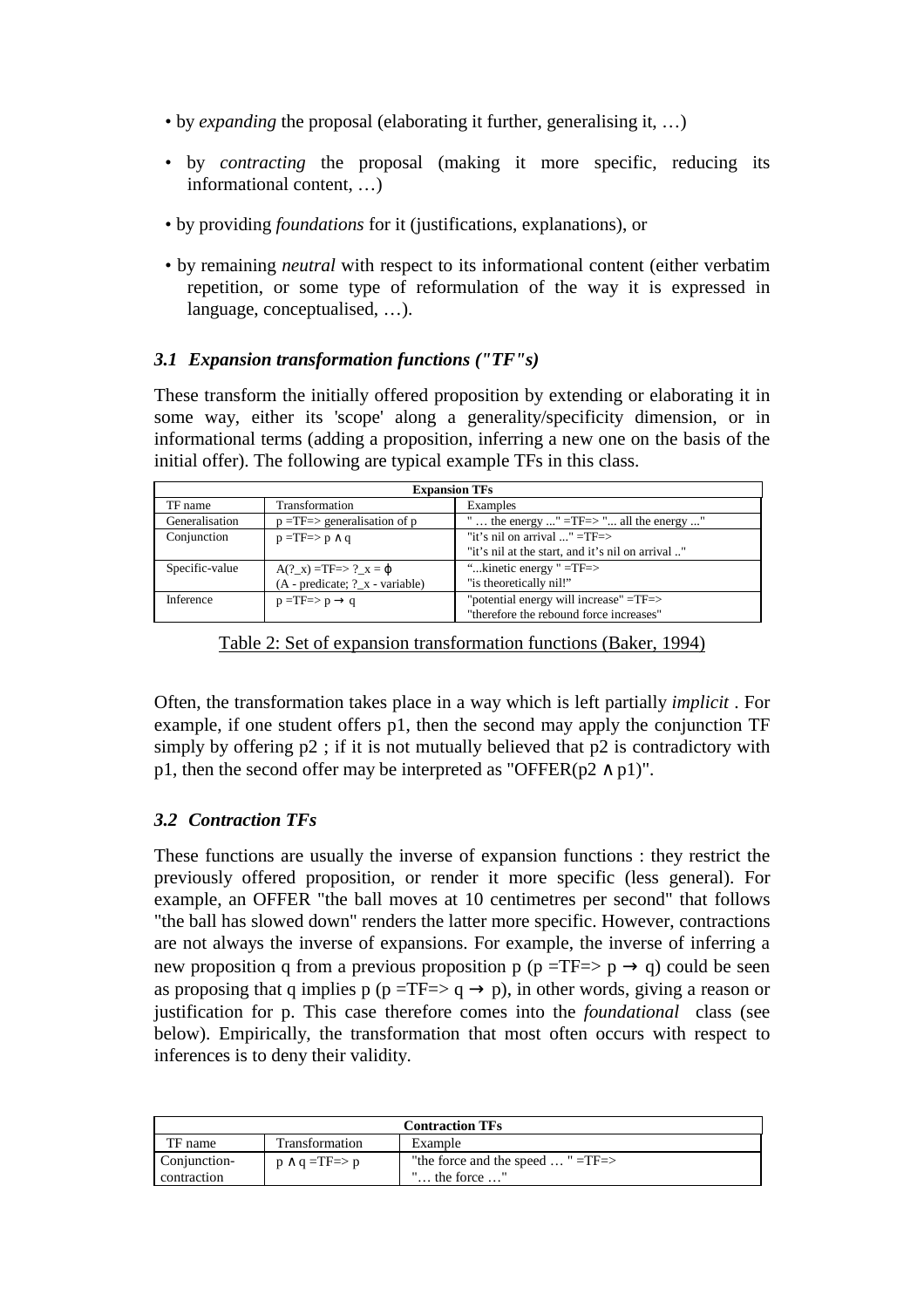- by *expanding* the proposal (elaborating it further, generalising it, …)
- by *contracting* the proposal (making it more specific, reducing its informational content, …)
- by providing *foundations* for it (justifications, explanations), or
- by remaining *neutral* with respect to its informational content (either verbatim repetition, or some type of reformulation of the way it is expressed in language, conceptualised, …).

### *3.1 Expansion transformation functions ("TF"s)*

These transform the initially offered proposition by extending or elaborating it in some way, either its 'scope' along a generality/specificity dimension, or in informational terms (adding a proposition, inferring a new one on the basis of the initial offer). The following are typical example TFs in this class.

| Expansion TFs | | |
|---|---|---|
| TF name | Transformation | Examples |
| Generalisation | p =TF=> generalisation of p | " … the energy ..." =TF=> "... all the energy ..." |
| Conjunction | p =TF=> $p \wedge q$ | "it's nil on arrival ..." =TF=> "it's nil at the start, and it's nil on arrival .." |
| Specific-value | A(?_x) =TF=> ?_x = $\phi$ (A - predicate; ?_x - variable) | "...kinetic energy " =TF=> "is theoretically nil!" |
| Inference | p =TF=> $p \rightarrow q$ | "potential energy will increase" =TF=> "therefore the rebound force increases" |

Table 2: Set of expansion transformation functions (Baker, 1994)

Often, the transformation takes place in a way which is left partially *implicit* . For example, if one student offers p1, then the second may apply the conjunction TF simply by offering p2 ; if it is not mutually believed that p2 is contradictory with p1, then the second offer may be interpreted as "OFFER($p2 \wedge p1$)".

### *3.2 Contraction TFs*

These functions are usually the inverse of expansion functions : they restrict the previously offered proposition, or render it more specific (less general). For example, an OFFER "the ball moves at 10 centimetres per second" that follows "the ball has slowed down" renders the latter more specific. However, contractions are not always the inverse of expansions. For example, the inverse of inferring a new proposition q from a previous proposition p (p =TF=> $p \rightarrow q$) could be seen as proposing that q implies p (p =TF=> $q \rightarrow p$), in other words, giving a reason or justification for p. This case therefore comes into the *foundational* class (see below). Empirically, the transformation that most often occurs with respect to inferences is to deny their validity.

| Contraction TFs | | |
|---|---|---|
| TF name | Transformation | Example |
| Conjunction-contraction | $p \wedge q$ =TF=> p | "the force and the speed … " =TF=> "… the force …" |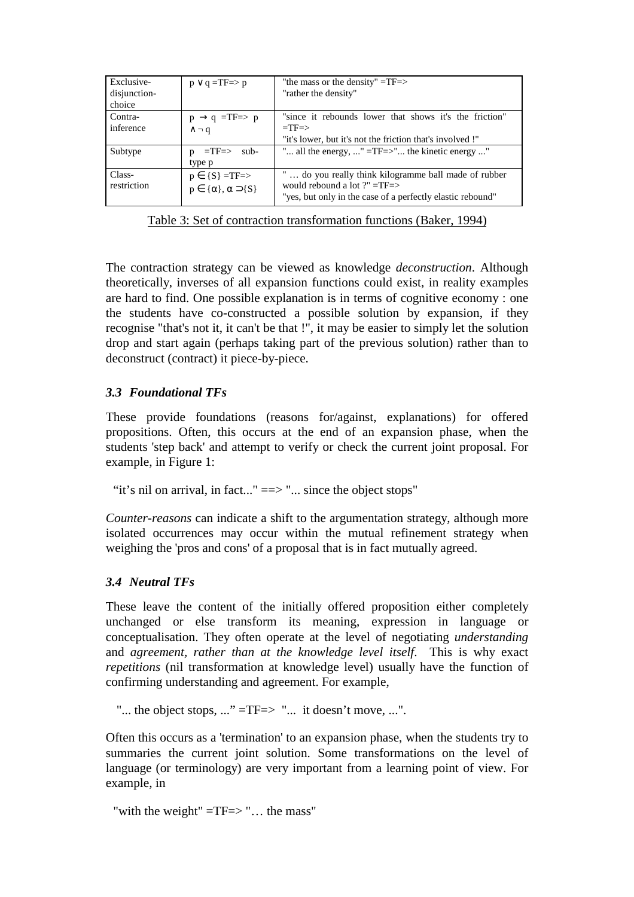| | | |
|---|---|---|
| Exclusive-disjunction-choice | $p \vee q$ =TF=> p | "the mass or the density" =TF=> "rather the density" |
| Contra-inference | $p \rightarrow q$ =TF=> $p \wedge \neg q$ | "since it rebounds lower that shows it's the friction" =TF=> "it's lower, but it's not the friction that's involved !" |
| Subtype | p =TF=> sub-type p | "... all the energy, ..." =TF=>"... the kinetic energy ..." |
| Class-restriction | $p \in \{S\}$ =TF=> $p \in \{\alpha\}, \alpha \supset \{S\}$ | " … do you really think kilogramme ball made of rubber would rebound a lot ?" =TF=> "yes, but only in the case of a perfectly elastic rebound" |

Table 3: Set of contraction transformation functions (Baker, 1994)

The contraction strategy can be viewed as knowledge *deconstruction*. Although theoretically, inverses of all expansion functions could exist, in reality examples are hard to find. One possible explanation is in terms of cognitive economy : one the students have co-constructed a possible solution by expansion, if they recognise "that's not it, it can't be that !", it may be easier to simply let the solution drop and start again (perhaps taking part of the previous solution) rather than to deconstruct (contract) it piece-by-piece.

### *3.3 Foundational TFs*

These provide foundations (reasons for/against, explanations) for offered propositions. Often, this occurs at the end of an expansion phase, when the students 'step back' and attempt to verify or check the current joint proposal. For example, in Figure 1:

"it's nil on arrival, in fact..." ==> "... since the object stops"

*Counter-reasons* can indicate a shift to the argumentation strategy, although more isolated occurrences may occur within the mutual refinement strategy when weighing the 'pros and cons' of a proposal that is in fact mutually agreed.

### *3.4 Neutral TFs*

These leave the content of the initially offered proposition either completely unchanged or else transform its meaning, expression in language or conceptualisation. They often operate at the level of negotiating *understanding* and *agreement*, *rather than at the knowledge level itself*. This is why exact *repetitions* (nil transformation at knowledge level) usually have the function of confirming understanding and agreement. For example,

"... the object stops, ..." =TF=> "... it doesn't move, ...".

Often this occurs as a 'termination' to an expansion phase, when the students try to summaries the current joint solution. Some transformations on the level of language (or terminology) are very important from a learning point of view. For example, in

"with the weight" =TF=> "… the mass"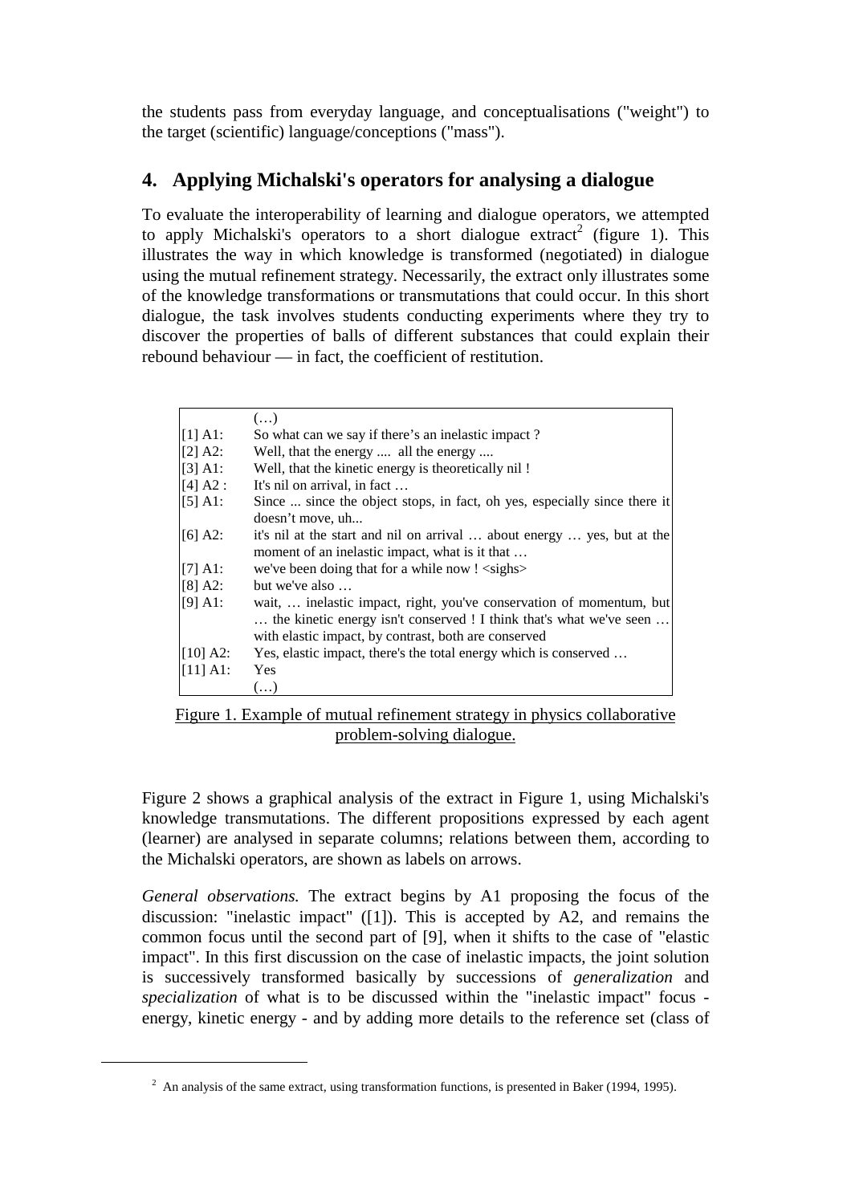the students pass from everyday language, and conceptualisations ("weight") to the target (scientific) language/conceptions ("mass").

## 4. Applying Michalski's operators for analysing a dialogue

To evaluate the interoperability of learning and dialogue operators, we attempted to apply Michalski's operators to a short dialogue extract[2] (figure 1). This illustrates the way in which knowledge is transformed (negotiated) in dialogue using the mutual refinement strategy. Necessarily, the extract only illustrates some of the knowledge transformations or transmutations that could occur. In this short dialogue, the task involves students conducting experiments where they try to discover the properties of balls of different substances that could explain their rebound behaviour — in fact, the coefficient of restitution.

| | |
|---|---|
| | (…) |
| [1] A1: | So what can we say if there's an inelastic impact ? |
| [2] A2: | Well, that the energy .... all the energy .... |
| [3] A1: | Well, that the kinetic energy is theoretically nil ! |
| [4] A2 : | It's nil on arrival, in fact … |
| [5] A1: | Since ... since the object stops, in fact, oh yes, especially since there it doesn't move, uh... |
| [6] A2: | it's nil at the start and nil on arrival … about energy … yes, but at the moment of an inelastic impact, what is it that … |
| [7] A1: | we've been doing that for a while now ! <sighs> |
| [8] A2: | but we've also … |
| [9] A1: | wait, … inelastic impact, right, you've conservation of momentum, but … the kinetic energy isn't conserved ! I think that's what we've seen … with elastic impact, by contrast, both are conserved |
| [10] A2: | Yes, elastic impact, there's the total energy which is conserved … |
| [11] A1: | Yes |
| | (…) |

Figure 1. Example of mutual refinement strategy in physics collaborative problem-solving dialogue.

Figure 2 shows a graphical analysis of the extract in Figure 1, using Michalski's knowledge transmutations. The different propositions expressed by each agent (learner) are analysed in separate columns; relations between them, according to the Michalski operators, are shown as labels on arrows.

*General observations.* The extract begins by A1 proposing the focus of the discussion: "inelastic impact" ([1]). This is accepted by A2, and remains the common focus until the second part of [9], when it shifts to the case of "elastic impact". In this first discussion on the case of inelastic impacts, the joint solution is successively transformed basically by successions of *generalization* and *specialization* of what is to be discussed within the "inelastic impact" focus - energy, kinetic energy - and by adding more details to the reference set (class of

---

[2] An analysis of the same extract, using transformation functions, is presented in Baker (1994, 1995).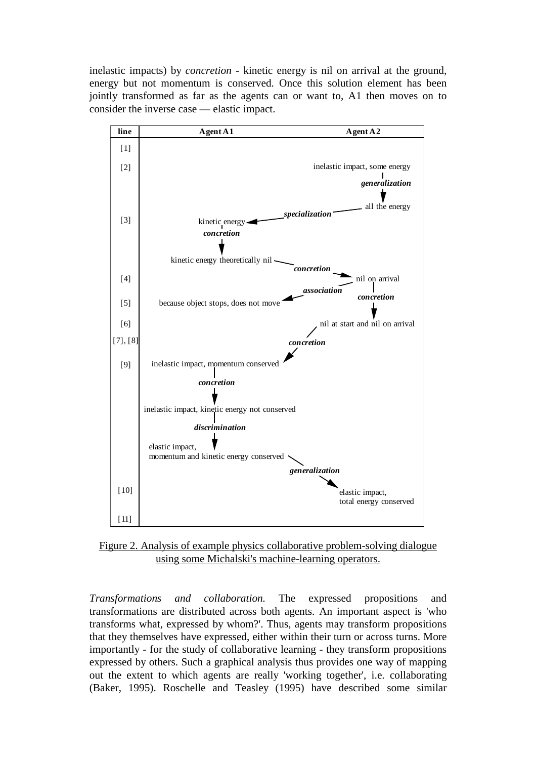inelastic impacts) by *concretion* - kinetic energy is nil on arrival at the ground, energy but not momentum is conserved. Once this solution element has been jointly transformed as far as the agents can or want to, A1 then moves on to consider the inverse case — elastic impact.

| line | Agent A1 | Agent A2 |
|---|---|---|
| [1] | | |
| [2] | | inelastic impact, some energy |
| | | ↓ *generalization* |
| | | all the energy |
| | ← *specialization* (from A2 "all the energy") | |
| [3] | kinetic energy | |
| | ↓ *concretion* | |
| | kinetic energy theoretically nil | |
| | *concretion* → (to A2) | |
| [4] | | nil on arrival |
| | ← *association* (from A2 "nil on arrival") | ↓ *concretion* |
| [5] | because object stops, does not move | |
| [6] | | nil at start and nil on arrival |
| [7], [8] | ← *concretion* (from A2) | |
| [9] | inelastic impact, momentum conserved | |
| | ↓ *concretion* | |
| | inelastic impact, kinetic energy not conserved | |
| | ↓ *discrimination* | |
| | elastic impact, momentum and kinetic energy conserved | |
| | *generalization* → (to A2) | |
| [10] | | elastic impact, total energy conserved |
| [11] | | |

Figure 2. Analysis of example physics collaborative problem-solving dialogue using some Michalski's machine-learning operators.

*Transformations and collaboration.* The expressed propositions and transformations are distributed across both agents. An important aspect is 'who transforms what, expressed by whom?'. Thus, agents may transform propositions that they themselves have expressed, either within their turn or across turns. More importantly - for the study of collaborative learning - they transform propositions expressed by others. Such a graphical analysis thus provides one way of mapping out the extent to which agents are really 'working together', i.e. collaborating (Baker, 1995). Roschelle and Teasley (1995) have described some similar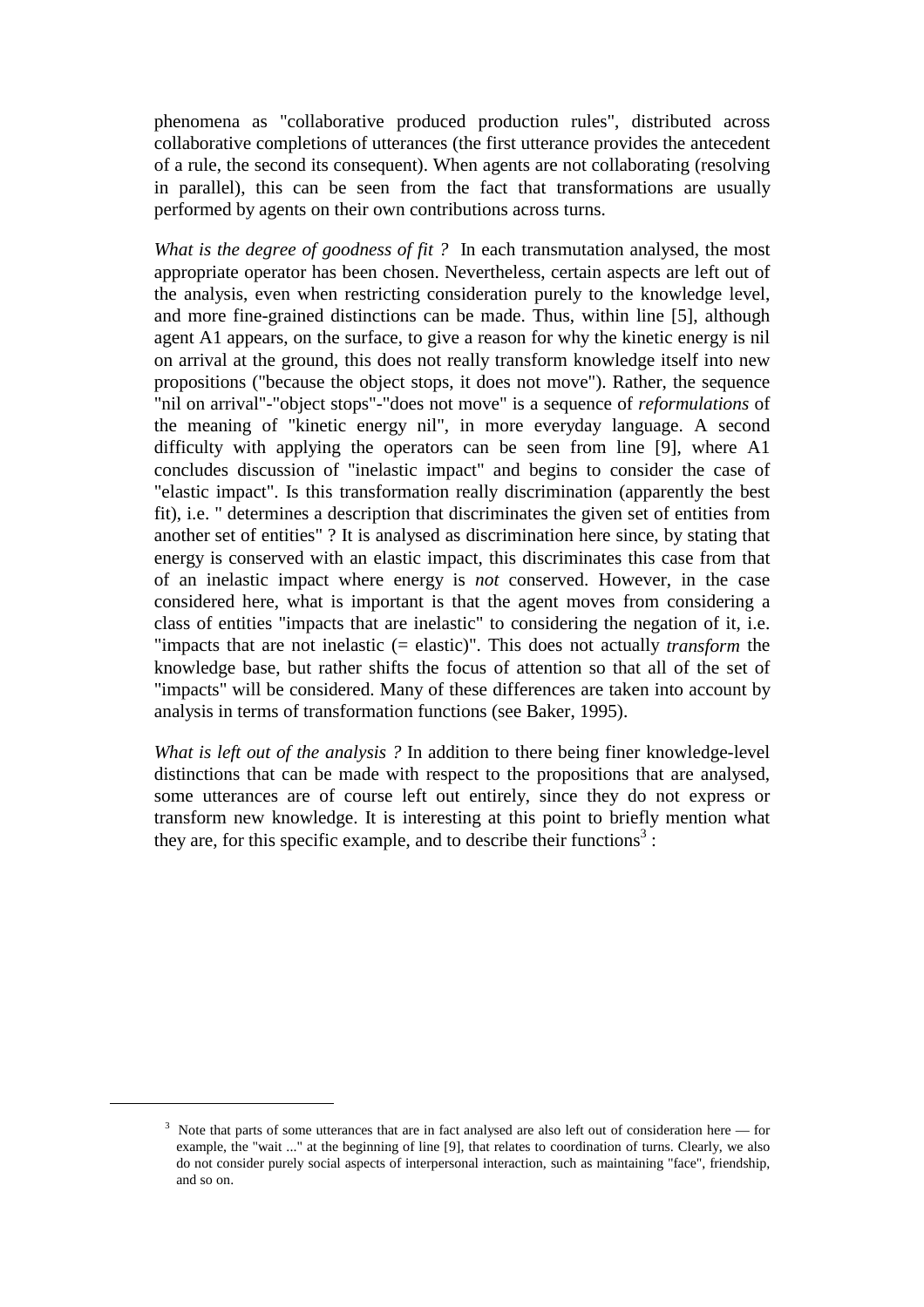phenomena as "collaborative produced production rules", distributed across collaborative completions of utterances (the first utterance provides the antecedent of a rule, the second its consequent). When agents are not collaborating (resolving in parallel), this can be seen from the fact that transformations are usually performed by agents on their own contributions across turns.

*What is the degree of goodness of fit ?* In each transmutation analysed, the most appropriate operator has been chosen. Nevertheless, certain aspects are left out of the analysis, even when restricting consideration purely to the knowledge level, and more fine-grained distinctions can be made. Thus, within line [5], although agent A1 appears, on the surface, to give a reason for why the kinetic energy is nil on arrival at the ground, this does not really transform knowledge itself into new propositions ("because the object stops, it does not move"). Rather, the sequence "nil on arrival"-"object stops"-"does not move" is a sequence of *reformulations* of the meaning of "kinetic energy nil", in more everyday language. A second difficulty with applying the operators can be seen from line [9], where A1 concludes discussion of "inelastic impact" and begins to consider the case of "elastic impact". Is this transformation really discrimination (apparently the best fit), i.e. " determines a description that discriminates the given set of entities from another set of entities" ? It is analysed as discrimination here since, by stating that energy is conserved with an elastic impact, this discriminates this case from that of an inelastic impact where energy is *not* conserved. However, in the case considered here, what is important is that the agent moves from considering a class of entities "impacts that are inelastic" to considering the negation of it, i.e. "impacts that are not inelastic (= elastic)". This does not actually *transform* the knowledge base, but rather shifts the focus of attention so that all of the set of "impacts" will be considered. Many of these differences are taken into account by analysis in terms of transformation functions (see Baker, 1995).

*What is left out of the analysis ?* In addition to there being finer knowledge-level distinctions that can be made with respect to the propositions that are analysed, some utterances are of course left out entirely, since they do not express or transform new knowledge. It is interesting at this point to briefly mention what they are, for this specific example, and to describe their functions[3] :

---

[3] Note that parts of some utterances that are in fact analysed are also left out of consideration here — for example, the "wait ..." at the beginning of line [9], that relates to coordination of turns. Clearly, we also do not consider purely social aspects of interpersonal interaction, such as maintaining "face", friendship, and so on.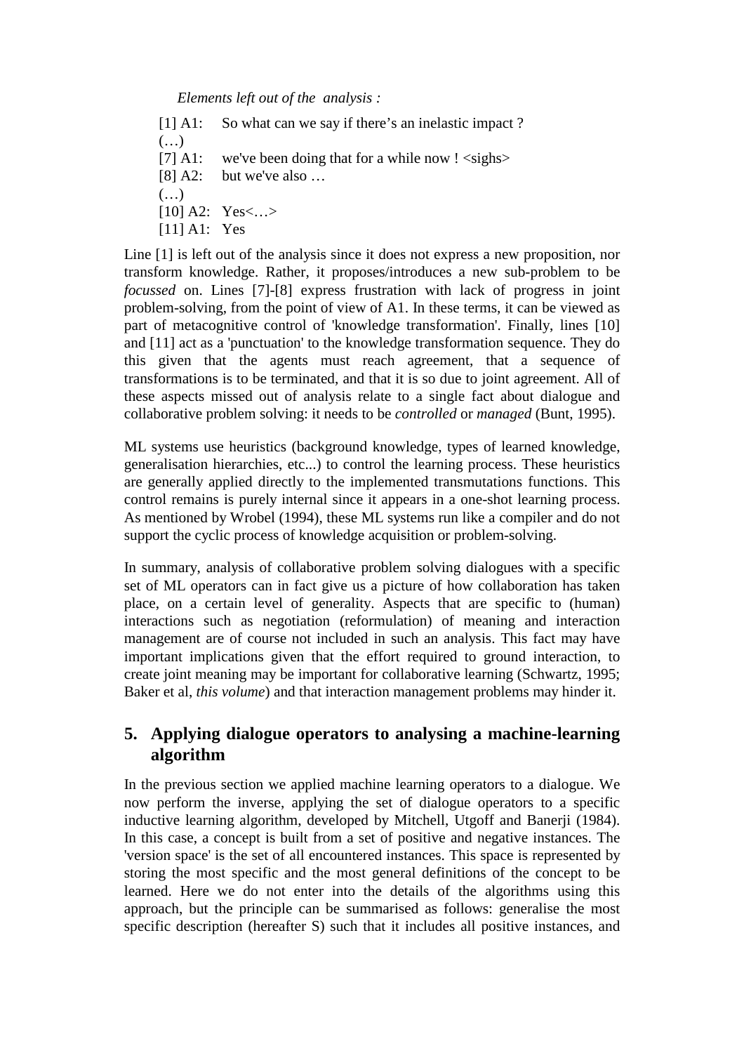*Elements left out of the analysis :*

[1] A1: So what can we say if there's an inelastic impact ?
(…)
[7] A1: we've been doing that for a while now ! <sighs>
[8] A2: but we've also …
(…)
[10] A2: Yes<…>
[11] A1: Yes

Line [1] is left out of the analysis since it does not express a new proposition, nor transform knowledge. Rather, it proposes/introduces a new sub-problem to be *focussed* on. Lines [7]-[8] express frustration with lack of progress in joint problem-solving, from the point of view of A1. In these terms, it can be viewed as part of metacognitive control of 'knowledge transformation'. Finally, lines [10] and [11] act as a 'punctuation' to the knowledge transformation sequence. They do this given that the agents must reach agreement, that a sequence of transformations is to be terminated, and that it is so due to joint agreement. All of these aspects missed out of analysis relate to a single fact about dialogue and collaborative problem solving: it needs to be *controlled* or *managed* (Bunt, 1995).

ML systems use heuristics (background knowledge, types of learned knowledge, generalisation hierarchies, etc...) to control the learning process. These heuristics are generally applied directly to the implemented transmutations functions. This control remains is purely internal since it appears in a one-shot learning process. As mentioned by Wrobel (1994), these ML systems run like a compiler and do not support the cyclic process of knowledge acquisition or problem-solving.

In summary, analysis of collaborative problem solving dialogues with a specific set of ML operators can in fact give us a picture of how collaboration has taken place, on a certain level of generality. Aspects that are specific to (human) interactions such as negotiation (reformulation) of meaning and interaction management are of course not included in such an analysis. This fact may have important implications given that the effort required to ground interaction, to create joint meaning may be important for collaborative learning (Schwartz, 1995; Baker et al, *this volume*) and that interaction management problems may hinder it.

## 5. Applying dialogue operators to analysing a machine-learning algorithm

In the previous section we applied machine learning operators to a dialogue. We now perform the inverse, applying the set of dialogue operators to a specific inductive learning algorithm, developed by Mitchell, Utgoff and Banerji (1984). In this case, a concept is built from a set of positive and negative instances. The 'version space' is the set of all encountered instances. This space is represented by storing the most specific and the most general definitions of the concept to be learned. Here we do not enter into the details of the algorithms using this approach, but the principle can be summarised as follows: generalise the most specific description (hereafter S) such that it includes all positive instances, and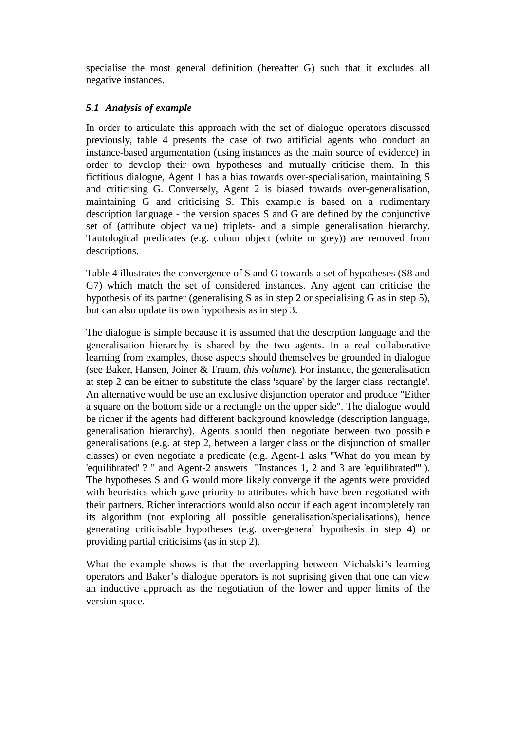specialise the most general definition (hereafter G) such that it excludes all negative instances.

### *5.1 Analysis of example*

In order to articulate this approach with the set of dialogue operators discussed previously, table 4 presents the case of two artificial agents who conduct an instance-based argumentation (using instances as the main source of evidence) in order to develop their own hypotheses and mutually criticise them. In this fictitious dialogue, Agent 1 has a bias towards over-specialisation, maintaining S and criticising G. Conversely, Agent 2 is biased towards over-generalisation, maintaining G and criticising S. This example is based on a rudimentary description language - the version spaces S and G are defined by the conjunctive set of (attribute object value) triplets- and a simple generalisation hierarchy. Tautological predicates (e.g. colour object (white or grey)) are removed from descriptions.

Table 4 illustrates the convergence of S and G towards a set of hypotheses (S8 and G7) which match the set of considered instances. Any agent can criticise the hypothesis of its partner (generalising S as in step 2 or specialising G as in step 5), but can also update its own hypothesis as in step 3.

The dialogue is simple because it is assumed that the descrption language and the generalisation hierarchy is shared by the two agents. In a real collaborative learning from examples, those aspects should themselves be grounded in dialogue (see Baker, Hansen, Joiner & Traum, *this volume*). For instance, the generalisation at step 2 can be either to substitute the class 'square' by the larger class 'rectangle'. An alternative would be use an exclusive disjunction operator and produce "Either a square on the bottom side or a rectangle on the upper side". The dialogue would be richer if the agents had different background knowledge (description language, generalisation hierarchy). Agents should then negotiate between two possible generalisations (e.g. at step 2, between a larger class or the disjunction of smaller classes) or even negotiate a predicate (e.g. Agent-1 asks "What do you mean by 'equilibrated' ? " and Agent-2 answers "Instances 1, 2 and 3 are 'equilibrated'" ). The hypotheses S and G would more likely converge if the agents were provided with heuristics which gave priority to attributes which have been negotiated with their partners. Richer interactions would also occur if each agent incompletely ran its algorithm (not exploring all possible generalisation/specialisations), hence generating criticisable hypotheses (e.g. over-general hypothesis in step 4) or providing partial criticisims (as in step 2).

What the example shows is that the overlapping between Michalski's learning operators and Baker's dialogue operators is not suprising given that one can view an inductive approach as the negotiation of the lower and upper limits of the version space.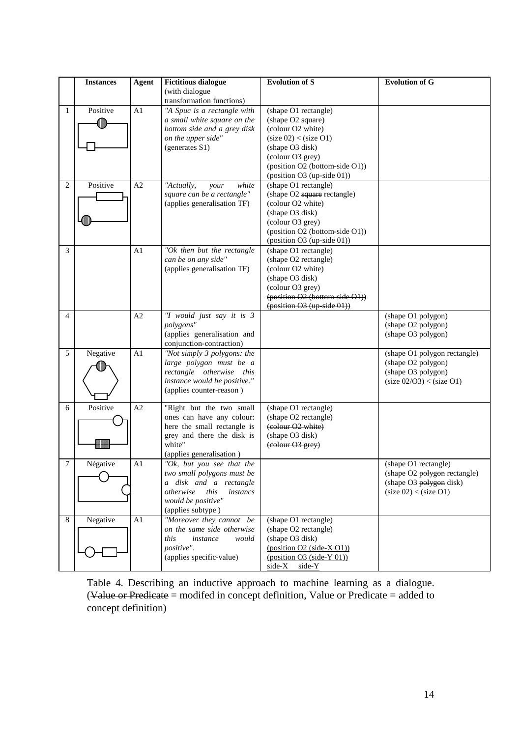|   | Instances | Agent | Fictitious dialogue (with dialogue transformation functions) | Evolution of S | Evolution of G |
|---|---|---|---|---|---|
| 1 | Positive | A1 | *"A Spuc is a rectangle with a small white square on the bottom side and a grey disk on the upper side"* (generates S1) | (shape O1 rectangle) (shape O2 square) (colour O2 white) (size 02) < (size O1) (shape O3 disk) (colour O3 grey) (position O2 (bottom-side O1)) (position O3 (up-side 01)) |   |
| 2 | Positive | A2 | *"Actually, your white square can be a rectangle"* (applies generalisation TF) | (shape O1 rectangle) (shape O2 ~~square~~ rectangle) (colour O2 white) (shape O3 disk) (colour O3 grey) (position O2 (bottom-side O1)) (position O3 (up-side 01)) |   |
| 3 |   | A1 | *"Ok then but the rectangle can be on any side"* (applies generalisation TF) | (shape O1 rectangle) (shape O2 rectangle) (colour O2 white) (shape O3 disk) (colour O3 grey) ~~(position O2 (bottom-side O1))~~ ~~(position O3 (up-side 01))~~ |   |
| 4 |   | A2 | *"I would just say it is 3 polygons"* (applies generalisation and conjunction-contraction) |   | (shape O1 polygon) (shape O2 polygon) (shape O3 polygon) |
| 5 | Negative | A1 | *"Not simply 3 polygons: the large polygon must be a rectangle otherwise this instance would be positive."* (applies counter-reason ) |   | (shape O1 ~~polygon~~ rectangle) (shape O2 polygon) (shape O3 polygon) (size 02/O3) < (size O1) |
| 6 | Positive | A2 | "Right but the two small ones can have any colour: here the small rectangle is grey and there the disk is white" (applies generalisation ) | (shape O1 rectangle) (shape O2 rectangle) ~~(colour O2 white)~~ (shape O3 disk) ~~(colour O3 grey)~~ |   |
| 7 | Négative | A1 | *"Ok, but you see that the two small polygons must be a disk and a rectangle otherwise this instancs would be positive"* (applies subtype ) |   | (shape O1 rectangle) (shape O2 ~~polygon~~ rectangle) (shape O3 ~~polygon~~ disk) (size 02) < (size O1) |
| 8 | Negative | A1 | *"Moreover they cannot be on the same side otherwise this instance would positive".* (applies specific-value) | (shape O1 rectangle) (shape O2 rectangle) (shape O3 disk) (position O2 (side-X O1)) (position O3 (side-Y 01)) side-X ≠ side-Y |   |

Table 4. Describing an inductive approach to machine learning as a dialogue. (~~Value or Predicate~~ = modifed in concept definition, Value or Predicate = added to concept definition)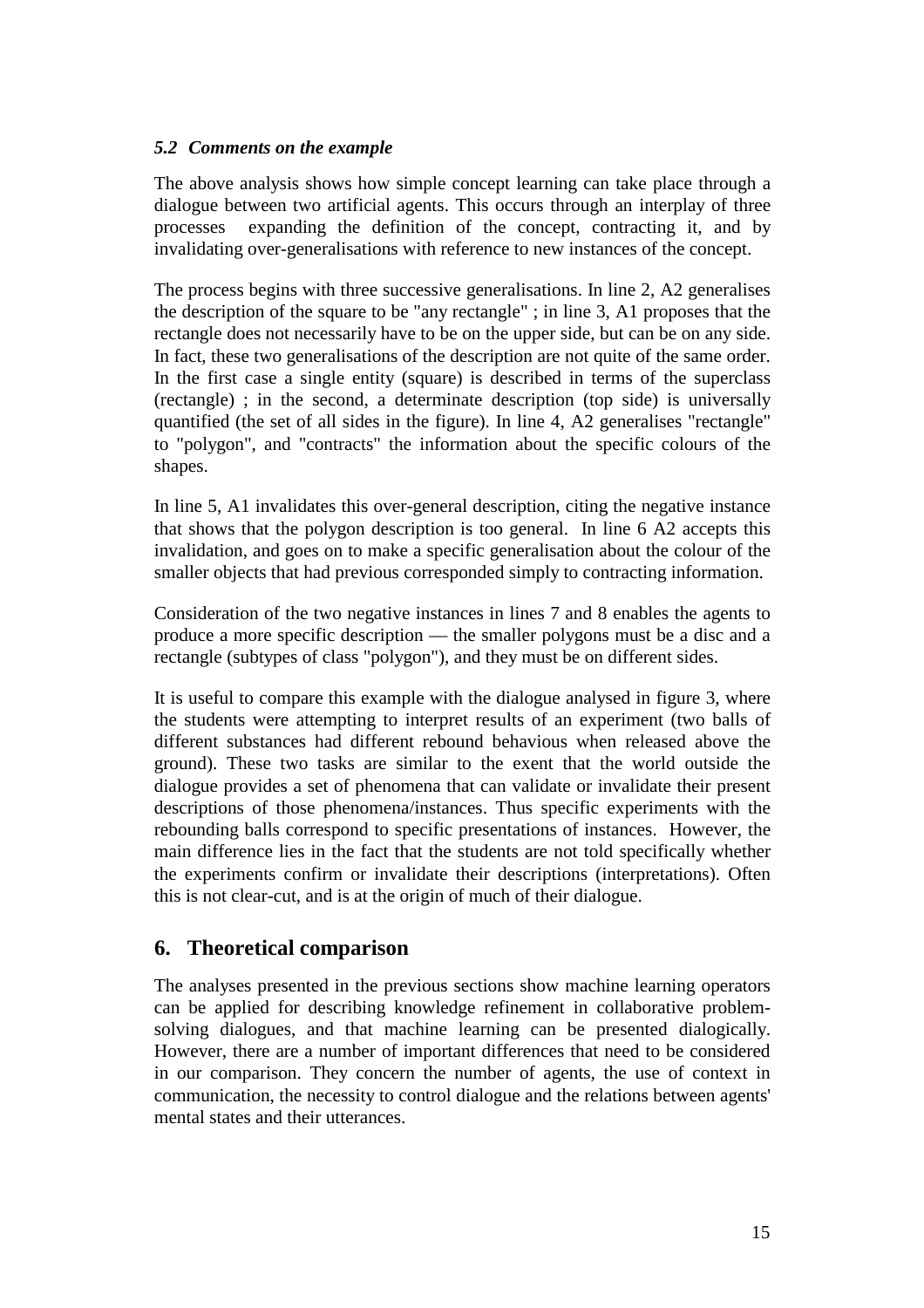### *5.2 Comments on the example*

The above analysis shows how simple concept learning can take place through a dialogue between two artificial agents. This occurs through an interplay of three processes  expanding the definition of the concept, contracting it, and by invalidating over-generalisations with reference to new instances of the concept.

The process begins with three successive generalisations. In line 2, A2 generalises the description of the square to be "any rectangle" ; in line 3, A1 proposes that the rectangle does not necessarily have to be on the upper side, but can be on any side. In fact, these two generalisations of the description are not quite of the same order. In the first case a single entity (square) is described in terms of the superclass (rectangle) ; in the second, a determinate description (top side) is universally quantified (the set of all sides in the figure). In line 4, A2 generalises "rectangle" to "polygon", and "contracts" the information about the specific colours of the shapes.

In line 5, A1 invalidates this over-general description, citing the negative instance that shows that the polygon description is too general. In line 6 A2 accepts this invalidation, and goes on to make a specific generalisation about the colour of the smaller objects that had previous corresponded simply to contracting information.

Consideration of the two negative instances in lines 7 and 8 enables the agents to produce a more specific description — the smaller polygons must be a disc and a rectangle (subtypes of class "polygon"), and they must be on different sides.

It is useful to compare this example with the dialogue analysed in figure 3, where the students were attempting to interpret results of an experiment (two balls of different substances had different rebound behavious when released above the ground). These two tasks are similar to the extent that the world outside the dialogue provides a set of phenomena that can validate or invalidate their present descriptions of those phenomena/instances. Thus specific experiments with the rebounding balls correspond to specific presentations of instances. However, the main difference lies in the fact that the students are not told specifically whether the experiments confirm or invalidate their descriptions (interpretations). Often this is not clear-cut, and is at the origin of much of their dialogue.

## 6. Theoretical comparison

The analyses presented in the previous sections show machine learning operators can be applied for describing knowledge refinement in collaborative problem-solving dialogues, and that machine learning can be presented dialogically. However, there are a number of important differences that need to be considered in our comparison. They concern the number of agents, the use of context in communication, the necessity to control dialogue and the relations between agents' mental states and their utterances.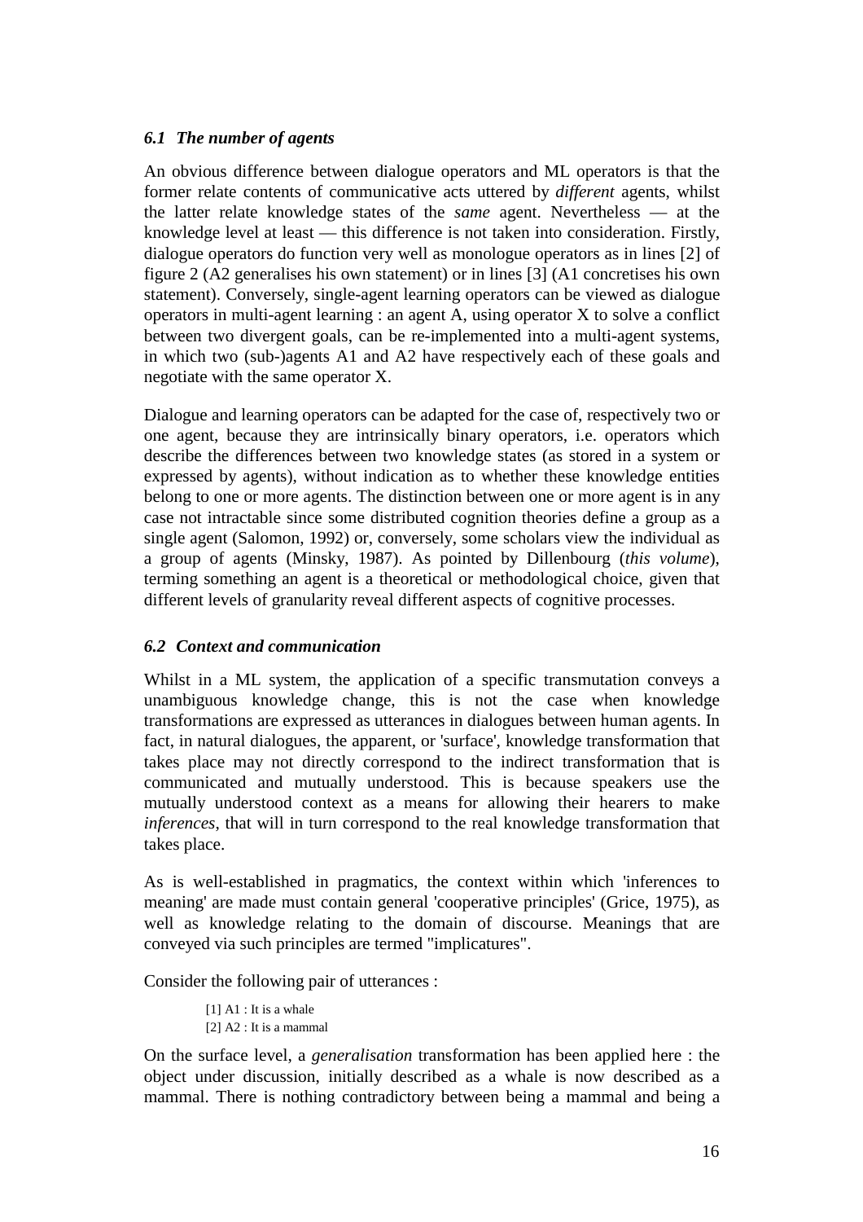### *6.1 The number of agents*

An obvious difference between dialogue operators and ML operators is that the former relate contents of communicative acts uttered by *different* agents, whilst the latter relate knowledge states of the *same* agent. Nevertheless — at the knowledge level at least — this difference is not taken into consideration. Firstly, dialogue operators do function very well as monologue operators as in lines [2] of figure 2 (A2 generalises his own statement) or in lines [3] (A1 concretises his own statement). Conversely, single-agent learning operators can be viewed as dialogue operators in multi-agent learning : an agent A, using operator X to solve a conflict between two divergent goals, can be re-implemented into a multi-agent systems, in which two (sub-)agents A1 and A2 have respectively each of these goals and negotiate with the same operator X.

Dialogue and learning operators can be adapted for the case of, respectively two or one agent, because they are intrinsically binary operators, i.e. operators which describe the differences between two knowledge states (as stored in a system or expressed by agents), without indication as to whether these knowledge entities belong to one or more agents. The distinction between one or more agent is in any case not intractable since some distributed cognition theories define a group as a single agent (Salomon, 1992) or, conversely, some scholars view the individual as a group of agents (Minsky, 1987). As pointed by Dillenbourg (*this volume*), terming something an agent is a theoretical or methodological choice, given that different levels of granularity reveal different aspects of cognitive processes.

### *6.2 Context and communication*

Whilst in a ML system, the application of a specific transmutation conveys a unambiguous knowledge change, this is not the case when knowledge transformations are expressed as utterances in dialogues between human agents. In fact, in natural dialogues, the apparent, or 'surface', knowledge transformation that takes place may not directly correspond to the indirect transformation that is communicated and mutually understood. This is because speakers use the mutually understood context as a means for allowing their hearers to make *inferences*, that will in turn correspond to the real knowledge transformation that takes place.

As is well-established in pragmatics, the context within which 'inferences to meaning' are made must contain general 'cooperative principles' (Grice, 1975), as well as knowledge relating to the domain of discourse. Meanings that are conveyed via such principles are termed "implicatures".

Consider the following pair of utterances :

> [1] A1 : It is a whale
> [2] A2 : It is a mammal

On the surface level, a *generalisation* transformation has been applied here : the object under discussion, initially described as a whale is now described as a mammal. There is nothing contradictory between being a mammal and being a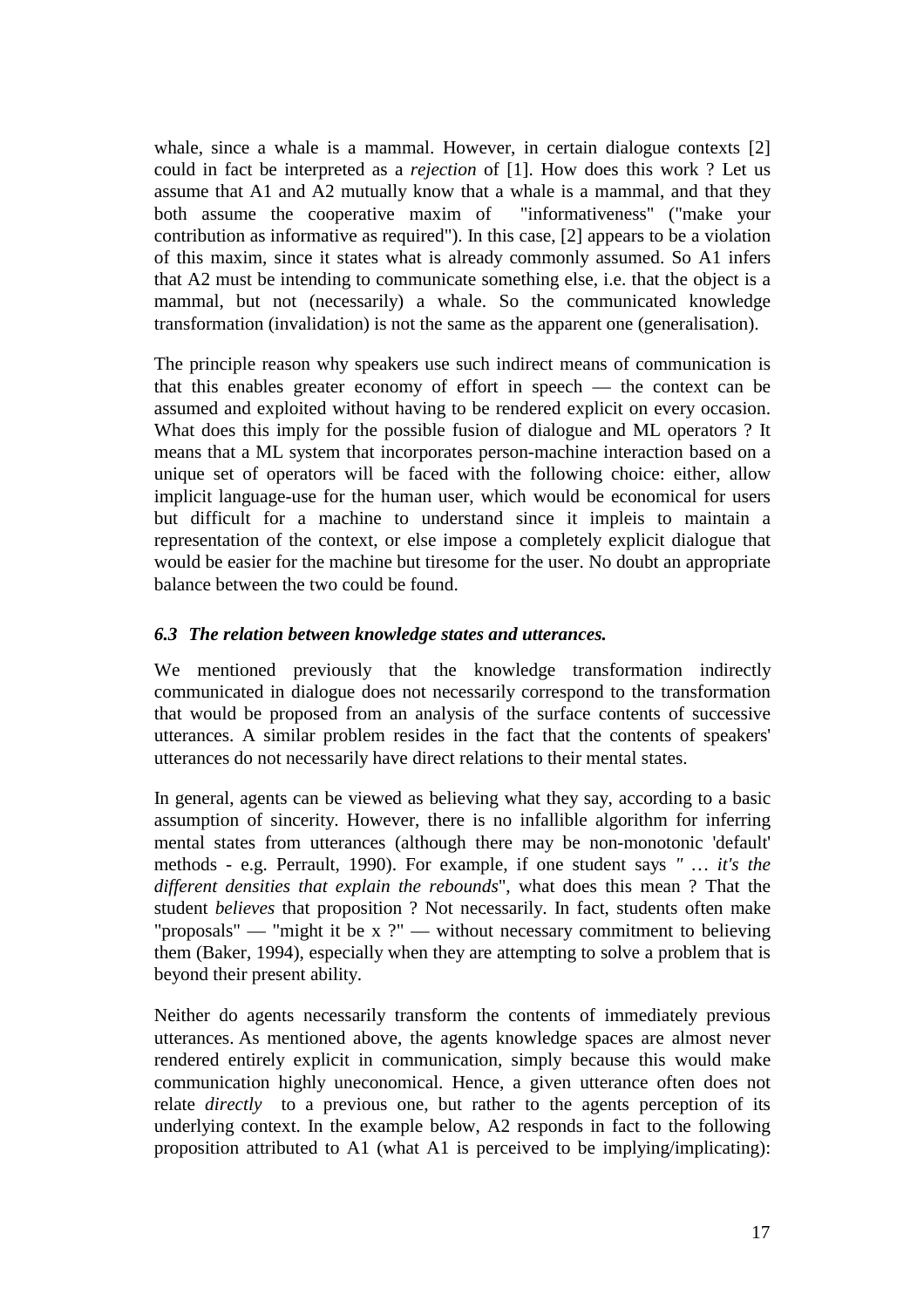whale, since a whale is a mammal. However, in certain dialogue contexts [2] could in fact be interpreted as a *rejection* of [1]. How does this work ? Let us assume that A1 and A2 mutually know that a whale is a mammal, and that they both assume the cooperative maxim of "informativeness" ("make your contribution as informative as required"). In this case, [2] appears to be a violation of this maxim, since it states what is already commonly assumed. So A1 infers that A2 must be intending to communicate something else, i.e. that the object is a mammal, but not (necessarily) a whale. So the communicated knowledge transformation (invalidation) is not the same as the apparent one (generalisation).

The principle reason why speakers use such indirect means of communication is that this enables greater economy of effort in speech — the context can be assumed and exploited without having to be rendered explicit on every occasion. What does this imply for the possible fusion of dialogue and ML operators ? It means that a ML system that incorporates person-machine interaction based on a unique set of operators will be faced with the following choice: either, allow implicit language-use for the human user, which would be economical for users but difficult for a machine to understand since it impleis to maintain a representation of the context, or else impose a completely explicit dialogue that would be easier for the machine but tiresome for the user. No doubt an appropriate balance between the two could be found.

### *6.3 The relation between knowledge states and utterances.*

We mentioned previously that the knowledge transformation indirectly communicated in dialogue does not necessarily correspond to the transformation that would be proposed from an analysis of the surface contents of successive utterances. A similar problem resides in the fact that the contents of speakers' utterances do not necessarily have direct relations to their mental states.

In general, agents can be viewed as believing what they say, according to a basic assumption of sincerity. However, there is no infallible algorithm for inferring mental states from utterances (although there may be non-monotonic 'default' methods - e.g. Perrault, 1990). For example, if one student says *" … it's the different densities that explain the rebounds*", what does this mean ? That the student *believes* that proposition ? Not necessarily. In fact, students often make "proposals" — "might it be x ?" — without necessary commitment to believing them (Baker, 1994), especially when they are attempting to solve a problem that is beyond their present ability.

Neither do agents necessarily transform the contents of immediately previous utterances. As mentioned above, the agents knowledge spaces are almost never rendered entirely explicit in communication, simply because this would make communication highly uneconomical. Hence, a given utterance often does not relate *directly* to a previous one, but rather to the agents perception of its underlying context. In the example below, A2 responds in fact to the following proposition attributed to A1 (what A1 is perceived to be implying/implicating):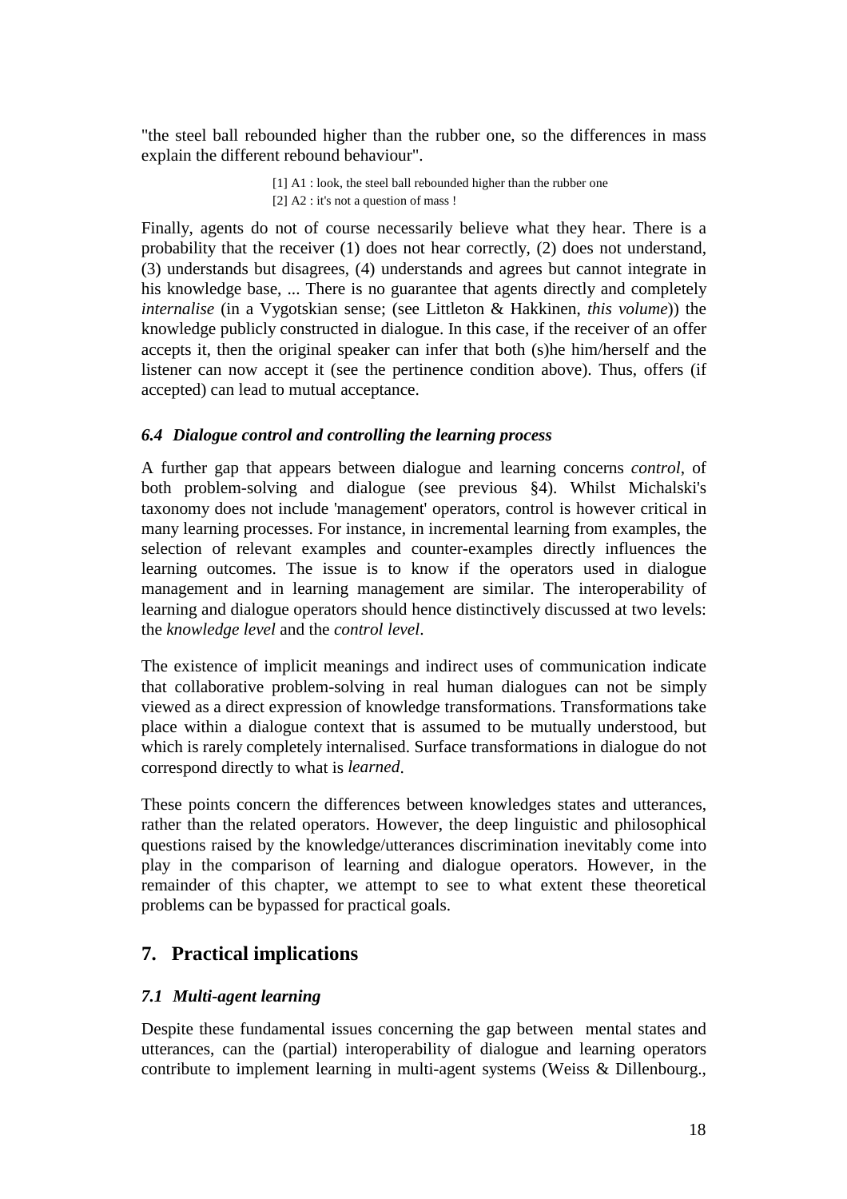"the steel ball rebounded higher than the rubber one, so the differences in mass explain the different rebound behaviour".

> [1] A1 : look, the steel ball rebounded higher than the rubber one
> [2] A2 : it's not a question of mass !

Finally, agents do not of course necessarily believe what they hear. There is a probability that the receiver (1) does not hear correctly, (2) does not understand, (3) understands but disagrees, (4) understands and agrees but cannot integrate in his knowledge base, ... There is no guarantee that agents directly and completely *internalise* (in a Vygotskian sense; (see Littleton & Hakkinen, *this volume*)) the knowledge publicly constructed in dialogue. In this case, if the receiver of an offer accepts it, then the original speaker can infer that both (s)he him/herself and the listener can now accept it (see the pertinence condition above). Thus, offers (if accepted) can lead to mutual acceptance.

### *6.4 Dialogue control and controlling the learning process*

A further gap that appears between dialogue and learning concerns *control*, of both problem-solving and dialogue (see previous §4). Whilst Michalski's taxonomy does not include 'management' operators, control is however critical in many learning processes. For instance, in incremental learning from examples, the selection of relevant examples and counter-examples directly influences the learning outcomes. The issue is to know if the operators used in dialogue management and in learning management are similar. The interoperability of learning and dialogue operators should hence distinctively discussed at two levels: the *knowledge level* and the *control level*.

The existence of implicit meanings and indirect uses of communication indicate that collaborative problem-solving in real human dialogues can not be simply viewed as a direct expression of knowledge transformations. Transformations take place within a dialogue context that is assumed to be mutually understood, but which is rarely completely internalised. Surface transformations in dialogue do not correspond directly to what is *learned*.

These points concern the differences between knowledges states and utterances, rather than the related operators. However, the deep linguistic and philosophical questions raised by the knowledge/utterances discrimination inevitably come into play in the comparison of learning and dialogue operators. However, in the remainder of this chapter, we attempt to see to what extent these theoretical problems can be bypassed for practical goals.

## 7. Practical implications

### *7.1 Multi-agent learning*

Despite these fundamental issues concerning the gap between mental states and utterances, can the (partial) interoperability of dialogue and learning operators contribute to implement learning in multi-agent systems (Weiss & Dillenbourg.,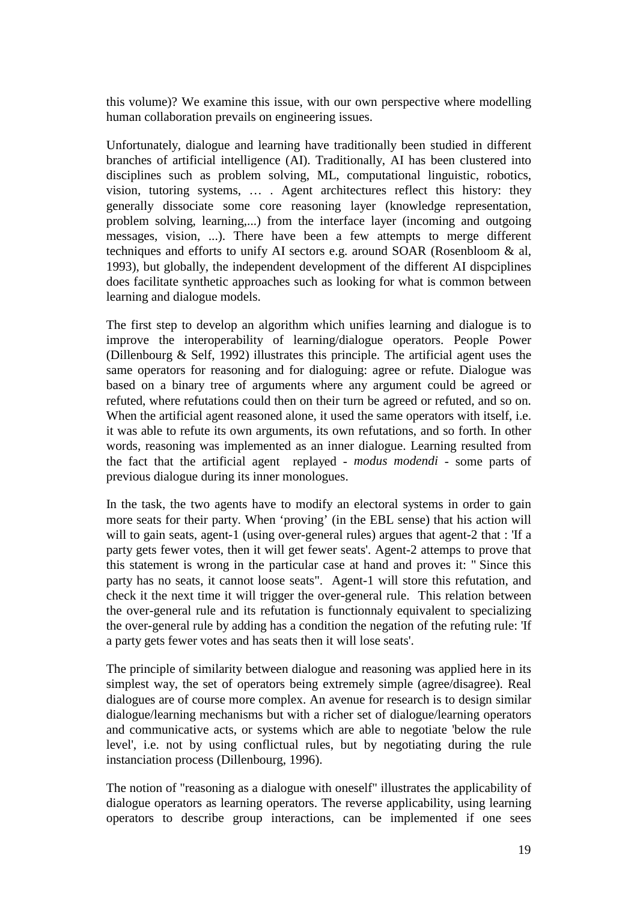this volume)? We examine this issue, with our own perspective where modelling human collaboration prevails on engineering issues.

Unfortunately, dialogue and learning have traditionally been studied in different branches of artificial intelligence (AI). Traditionally, AI has been clustered into disciplines such as problem solving, ML, computational linguistic, robotics, vision, tutoring systems, … . Agent architectures reflect this history: they generally dissociate some core reasoning layer (knowledge representation, problem solving, learning,...) from the interface layer (incoming and outgoing messages, vision, ...). There have been a few attempts to merge different techniques and efforts to unify AI sectors e.g. around SOAR (Rosenbloom & al, 1993), but globally, the independent development of the different AI dispciplines does facilitate synthetic approaches such as looking for what is common between learning and dialogue models.

The first step to develop an algorithm which unifies learning and dialogue is to improve the interoperability of learning/dialogue operators. People Power (Dillenbourg & Self, 1992) illustrates this principle. The artificial agent uses the same operators for reasoning and for dialoguing: agree or refute. Dialogue was based on a binary tree of arguments where any argument could be agreed or refuted, where refutations could then on their turn be agreed or refuted, and so on. When the artificial agent reasoned alone, it used the same operators with itself, i.e. it was able to refute its own arguments, its own refutations, and so forth. In other words, reasoning was implemented as an inner dialogue. Learning resulted from the fact that the artificial agent replayed - *modus modendi* - some parts of previous dialogue during its inner monologues.

In the task, the two agents have to modify an electoral systems in order to gain more seats for their party. When 'proving' (in the EBL sense) that his action will will to gain seats, agent-1 (using over-general rules) argues that agent-2 that : 'If a party gets fewer votes, then it will get fewer seats'. Agent-2 attemps to prove that this statement is wrong in the particular case at hand and proves it: " Since this party has no seats, it cannot loose seats". Agent-1 will store this refutation, and check it the next time it will trigger the over-general rule. This relation between the over-general rule and its refutation is functionnaly equivalent to specializing the over-general rule by adding has a condition the negation of the refuting rule: 'If a party gets fewer votes and has seats then it will lose seats'.

The principle of similarity between dialogue and reasoning was applied here in its simplest way, the set of operators being extremely simple (agree/disagree). Real dialogues are of course more complex. An avenue for research is to design similar dialogue/learning mechanisms but with a richer set of dialogue/learning operators and communicative acts, or systems which are able to negotiate 'below the rule level', i.e. not by using conflictual rules, but by negotiating during the rule instanciation process (Dillenbourg, 1996).

The notion of "reasoning as a dialogue with oneself" illustrates the applicability of dialogue operators as learning operators. The reverse applicability, using learning operators to describe group interactions, can be implemented if one sees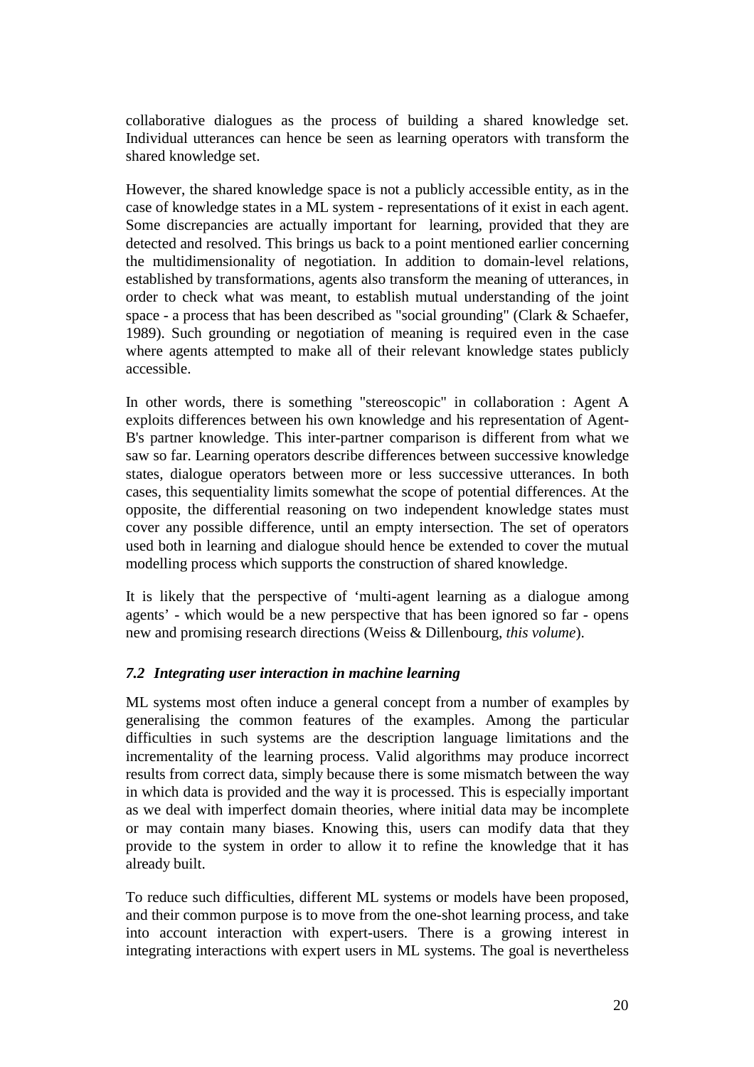collaborative dialogues as the process of building a shared knowledge set. Individual utterances can hence be seen as learning operators with transform the shared knowledge set.

However, the shared knowledge space is not a publicly accessible entity, as in the case of knowledge states in a ML system - representations of it exist in each agent. Some discrepancies are actually important for learning, provided that they are detected and resolved. This brings us back to a point mentioned earlier concerning the multidimensionality of negotiation. In addition to domain-level relations, established by transformations, agents also transform the meaning of utterances, in order to check what was meant, to establish mutual understanding of the joint space - a process that has been described as "social grounding" (Clark & Schaefer, 1989). Such grounding or negotiation of meaning is required even in the case where agents attempted to make all of their relevant knowledge states publicly accessible.

In other words, there is something "stereoscopic" in collaboration : Agent A exploits differences between his own knowledge and his representation of Agent-B's partner knowledge. This inter-partner comparison is different from what we saw so far. Learning operators describe differences between successive knowledge states, dialogue operators between more or less successive utterances. In both cases, this sequentiality limits somewhat the scope of potential differences. At the opposite, the differential reasoning on two independent knowledge states must cover any possible difference, until an empty intersection. The set of operators used both in learning and dialogue should hence be extended to cover the mutual modelling process which supports the construction of shared knowledge.

It is likely that the perspective of 'multi-agent learning as a dialogue among agents' - which would be a new perspective that has been ignored so far - opens new and promising research directions (Weiss & Dillenbourg, *this volume*).

### *7.2 Integrating user interaction in machine learning*

ML systems most often induce a general concept from a number of examples by generalising the common features of the examples. Among the particular difficulties in such systems are the description language limitations and the incrementality of the learning process. Valid algorithms may produce incorrect results from correct data, simply because there is some mismatch between the way in which data is provided and the way it is processed. This is especially important as we deal with imperfect domain theories, where initial data may be incomplete or may contain many biases. Knowing this, users can modify data that they provide to the system in order to allow it to refine the knowledge that it has already built.

To reduce such difficulties, different ML systems or models have been proposed, and their common purpose is to move from the one-shot learning process, and take into account interaction with expert-users. There is a growing interest in integrating interactions with expert users in ML systems. The goal is nevertheless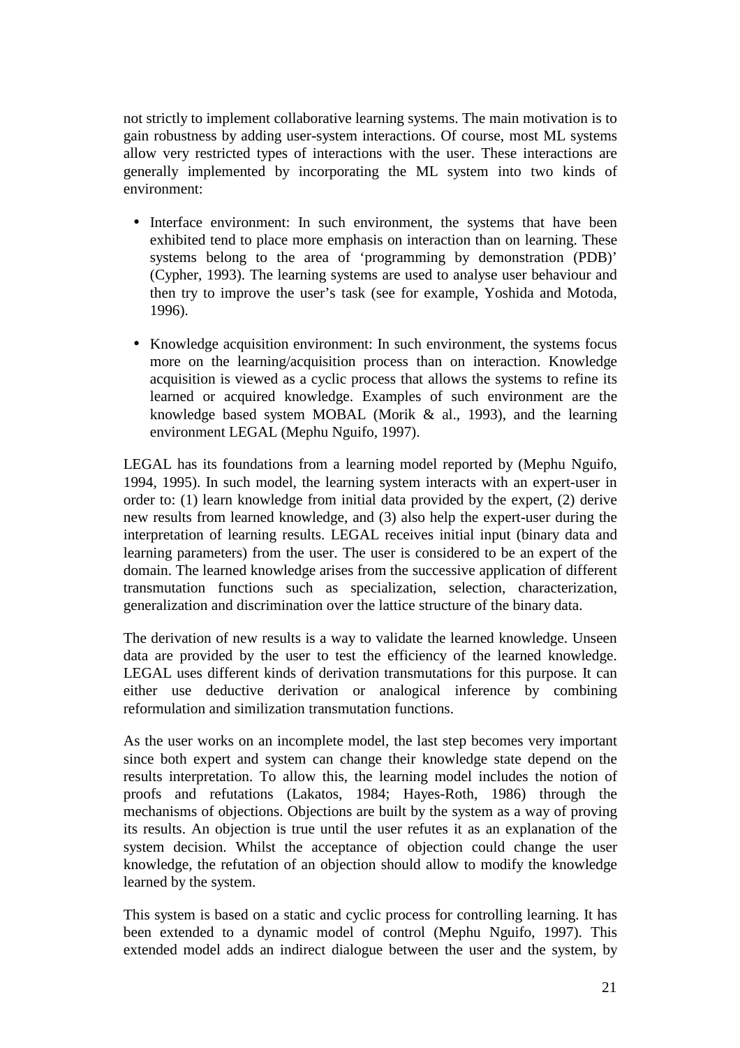not strictly to implement collaborative learning systems. The main motivation is to gain robustness by adding user-system interactions. Of course, most ML systems allow very restricted types of interactions with the user. These interactions are generally implemented by incorporating the ML system into two kinds of environment:

- Interface environment: In such environment, the systems that have been exhibited tend to place more emphasis on interaction than on learning. These systems belong to the area of 'programming by demonstration (PDB)' (Cypher, 1993). The learning systems are used to analyse user behaviour and then try to improve the user's task (see for example, Yoshida and Motoda, 1996).

- Knowledge acquisition environment: In such environment, the systems focus more on the learning/acquisition process than on interaction. Knowledge acquisition is viewed as a cyclic process that allows the systems to refine its learned or acquired knowledge. Examples of such environment are the knowledge based system MOBAL (Morik & al., 1993), and the learning environment LEGAL (Mephu Nguifo, 1997).

LEGAL has its foundations from a learning model reported by (Mephu Nguifo, 1994, 1995). In such model, the learning system interacts with an expert-user in order to: (1) learn knowledge from initial data provided by the expert, (2) derive new results from learned knowledge, and (3) also help the expert-user during the interpretation of learning results. LEGAL receives initial input (binary data and learning parameters) from the user. The user is considered to be an expert of the domain. The learned knowledge arises from the successive application of different transmutation functions such as specialization, selection, characterization, generalization and discrimination over the lattice structure of the binary data.

The derivation of new results is a way to validate the learned knowledge. Unseen data are provided by the user to test the efficiency of the learned knowledge. LEGAL uses different kinds of derivation transmutations for this purpose. It can either use deductive derivation or analogical inference by combining reformulation and similization transmutation functions.

As the user works on an incomplete model, the last step becomes very important since both expert and system can change their knowledge state depend on the results interpretation. To allow this, the learning model includes the notion of proofs and refutations (Lakatos, 1984; Hayes-Roth, 1986) through the mechanisms of objections. Objections are built by the system as a way of proving its results. An objection is true until the user refutes it as an explanation of the system decision. Whilst the acceptance of objection could change the user knowledge, the refutation of an objection should allow to modify the knowledge learned by the system.

This system is based on a static and cyclic process for controlling learning. It has been extended to a dynamic model of control (Mephu Nguifo, 1997). This extended model adds an indirect dialogue between the user and the system, by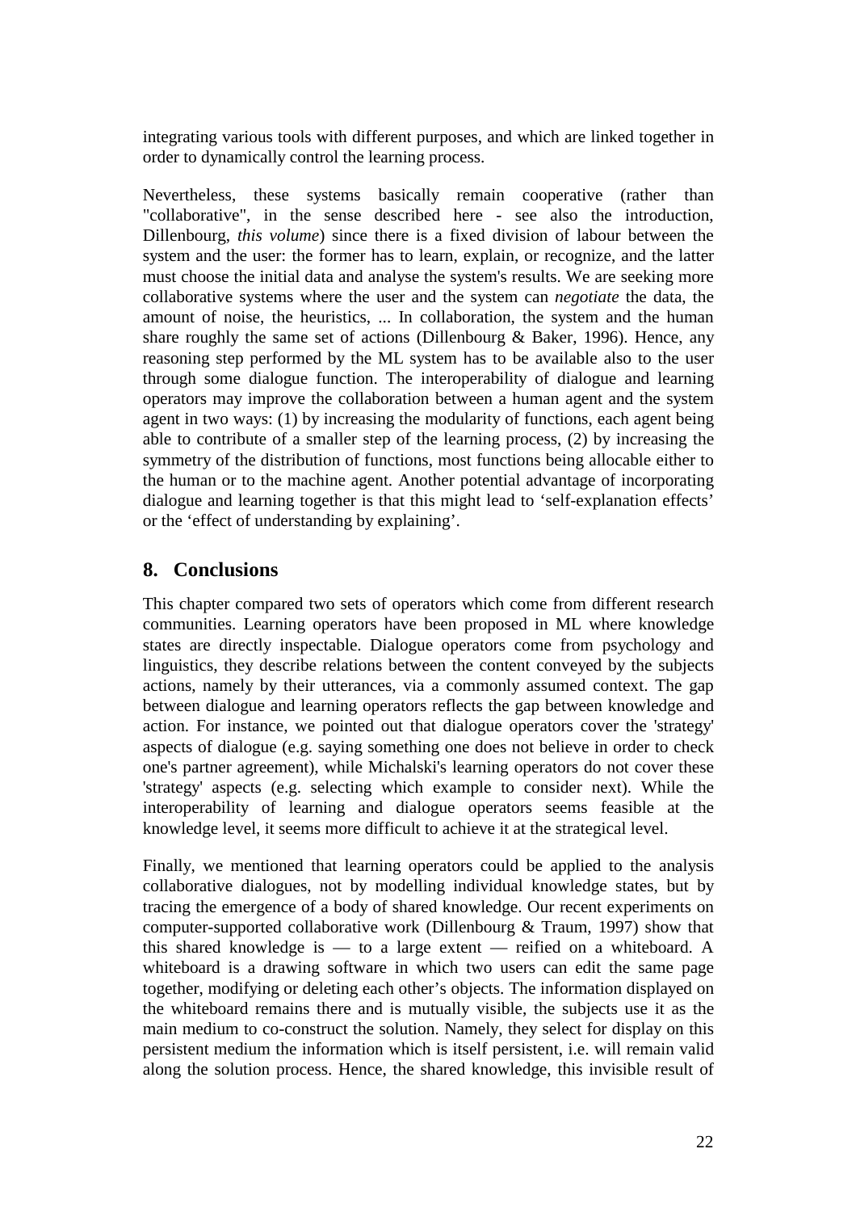integrating various tools with different purposes, and which are linked together in order to dynamically control the learning process.

Nevertheless, these systems basically remain cooperative (rather than "collaborative", in the sense described here - see also the introduction, Dillenbourg, *this volume*) since there is a fixed division of labour between the system and the user: the former has to learn, explain, or recognize, and the latter must choose the initial data and analyse the system's results. We are seeking more collaborative systems where the user and the system can *negotiate* the data, the amount of noise, the heuristics, ... In collaboration, the system and the human share roughly the same set of actions (Dillenbourg & Baker, 1996). Hence, any reasoning step performed by the ML system has to be available also to the user through some dialogue function. The interoperability of dialogue and learning operators may improve the collaboration between a human agent and the system agent in two ways: (1) by increasing the modularity of functions, each agent being able to contribute of a smaller step of the learning process, (2) by increasing the symmetry of the distribution of functions, most functions being allocable either to the human or to the machine agent. Another potential advantage of incorporating dialogue and learning together is that this might lead to 'self-explanation effects' or the 'effect of understanding by explaining'.

## 8. Conclusions

This chapter compared two sets of operators which come from different research communities. Learning operators have been proposed in ML where knowledge states are directly inspectable. Dialogue operators come from psychology and linguistics, they describe relations between the content conveyed by the subjects actions, namely by their utterances, via a commonly assumed context. The gap between dialogue and learning operators reflects the gap between knowledge and action. For instance, we pointed out that dialogue operators cover the 'strategy' aspects of dialogue (e.g. saying something one does not believe in order to check one's partner agreement), while Michalski's learning operators do not cover these 'strategy' aspects (e.g. selecting which example to consider next). While the interoperability of learning and dialogue operators seems feasible at the knowledge level, it seems more difficult to achieve it at the strategical level.

Finally, we mentioned that learning operators could be applied to the analysis collaborative dialogues, not by modelling individual knowledge states, but by tracing the emergence of a body of shared knowledge. Our recent experiments on computer-supported collaborative work (Dillenbourg & Traum, 1997) show that this shared knowledge is — to a large extent — reified on a whiteboard. A whiteboard is a drawing software in which two users can edit the same page together, modifying or deleting each other's objects. The information displayed on the whiteboard remains there and is mutually visible, the subjects use it as the main medium to co-construct the solution. Namely, they select for display on this persistent medium the information which is itself persistent, i.e. will remain valid along the solution process. Hence, the shared knowledge, this invisible result of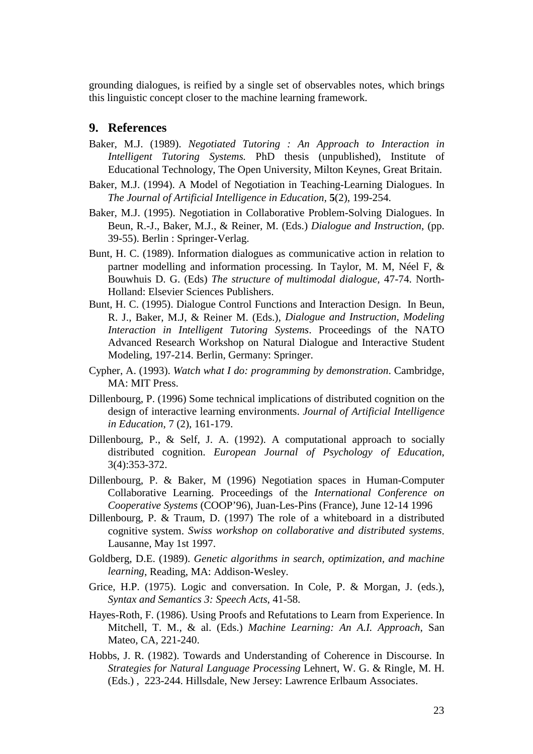grounding dialogues, is reified by a single set of observables notes, which brings this linguistic concept closer to the machine learning framework.

## 9. References

Baker, M.J. (1989). *Negotiated Tutoring : An Approach to Interaction in Intelligent Tutoring Systems.* PhD thesis (unpublished), Institute of Educational Technology, The Open University, Milton Keynes, Great Britain.

Baker, M.J. (1994). A Model of Negotiation in Teaching-Learning Dialogues. In *The Journal of Artificial Intelligence in Education*, **5**(2), 199-254.

Baker, M.J. (1995). Negotiation in Collaborative Problem-Solving Dialogues. In Beun, R.-J., Baker, M.J., & Reiner, M. (Eds.) *Dialogue and Instruction*, (pp. 39-55). Berlin : Springer-Verlag.

Bunt, H. C. (1989). Information dialogues as communicative action in relation to partner modelling and information processing. In Taylor, M. M, Néel F, & Bouwhuis D. G. (Eds) *The structure of multimodal dialogue*, 47-74. North-Holland: Elsevier Sciences Publishers.

Bunt, H. C. (1995). Dialogue Control Functions and Interaction Design. In Beun, R. J., Baker, M.J, & Reiner M. (Eds.), *Dialogue and Instruction, Modeling Interaction in Intelligent Tutoring Systems*. Proceedings of the NATO Advanced Research Workshop on Natural Dialogue and Interactive Student Modeling, 197-214. Berlin, Germany: Springer.

Cypher, A. (1993). *Watch what I do: programming by demonstration*. Cambridge, MA: MIT Press.

Dillenbourg, P. (1996) Some technical implications of distributed cognition on the design of interactive learning environments. *Journal of Artificial Intelligence in Education*, 7 (2), 161-179.

Dillenbourg, P., & Self, J. A. (1992). A computational approach to socially distributed cognition. *European Journal of Psychology of Education*, 3(4):353-372.

Dillenbourg, P. & Baker, M (1996) Negotiation spaces in Human-Computer Collaborative Learning. Proceedings of the *International Conference on Cooperative Systems* (COOP'96), Juan-Les-Pins (France), June 12-14 1996

Dillenbourg, P. & Traum, D. (1997) The role of a whiteboard in a distributed cognitive system. *Swiss workshop on collaborative and distributed systems*. Lausanne, May 1st 1997.

Goldberg, D.E. (1989). *Genetic algorithms in search, optimization, and machine learning*, Reading, MA: Addison-Wesley.

Grice, H.P. (1975). Logic and conversation. In Cole, P. & Morgan, J. (eds.), *Syntax and Semantics 3: Speech Acts*, 41-58.

Hayes-Roth, F. (1986). Using Proofs and Refutations to Learn from Experience. In Mitchell, T. M., & al. (Eds.) *Machine Learning: An A.I. Approach*, San Mateo, CA, 221-240.

Hobbs, J. R. (1982). Towards and Understanding of Coherence in Discourse. In *Strategies for Natural Language Processing* Lehnert, W. G. & Ringle, M. H. (Eds.) , 223-244. Hillsdale, New Jersey: Lawrence Erlbaum Associates.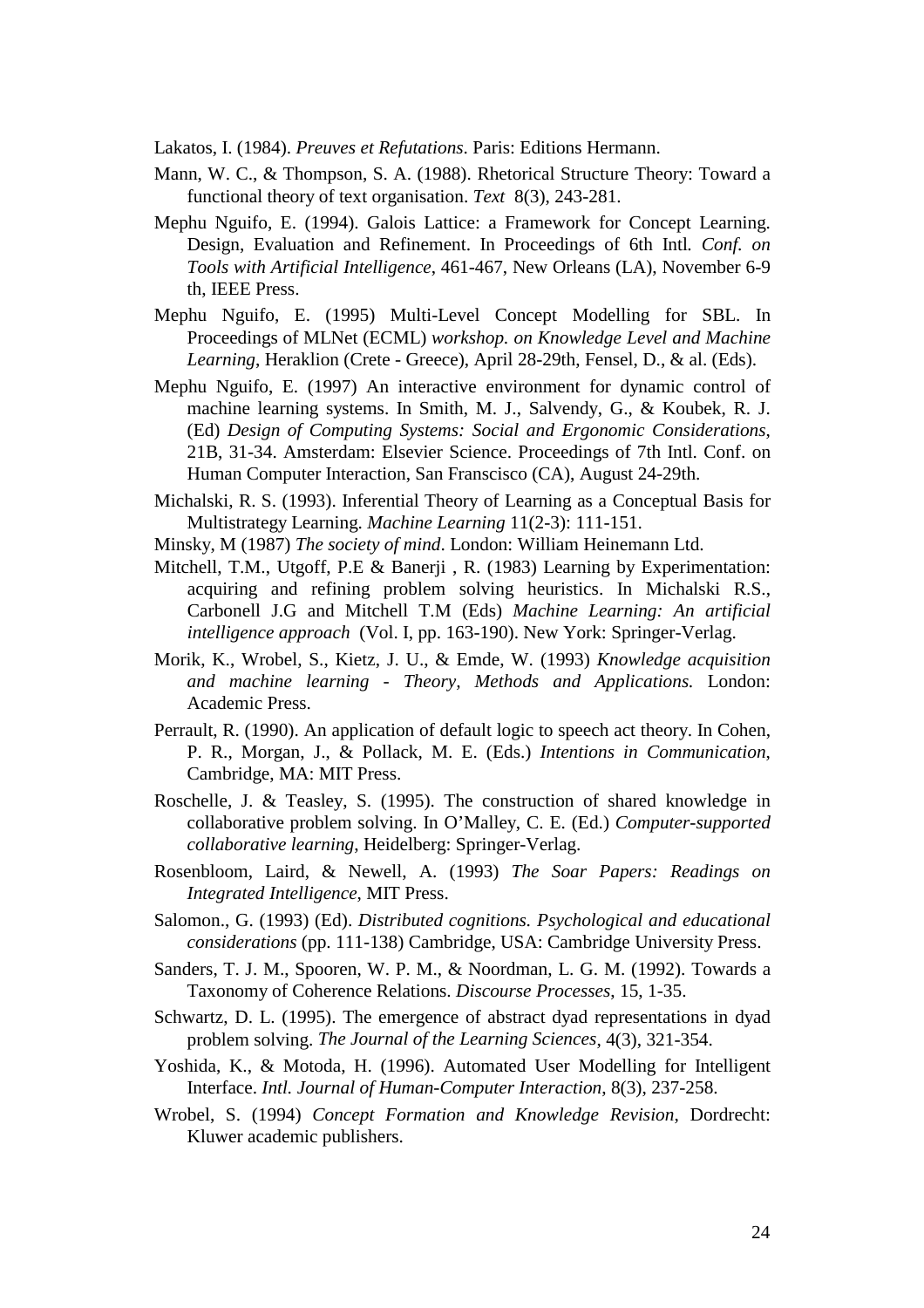Lakatos, I. (1984). *Preuves et Refutations*. Paris: Editions Hermann.

Mann, W. C., & Thompson, S. A. (1988). Rhetorical Structure Theory: Toward a functional theory of text organisation. *Text* 8(3), 243-281.

Mephu Nguifo, E. (1994). Galois Lattice: a Framework for Concept Learning. Design, Evaluation and Refinement. In Proceedings of 6th Intl. *Conf. on Tools with Artificial Intelligence*, 461-467, New Orleans (LA), November 6-9 th, IEEE Press.

Mephu Nguifo, E. (1995) Multi-Level Concept Modelling for SBL. In Proceedings of MLNet (ECML) *workshop. on Knowledge Level and Machine Learning*, Heraklion (Crete - Greece), April 28-29th, Fensel, D., & al. (Eds).

Mephu Nguifo, E. (1997) An interactive environment for dynamic control of machine learning systems. In Smith, M. J., Salvendy, G., & Koubek, R. J. (Ed) *Design of Computing Systems: Social and Ergonomic Considerations*, 21B, 31-34. Amsterdam: Elsevier Science. Proceedings of 7th Intl. Conf. on Human Computer Interaction, San Franscisco (CA), August 24-29th.

Michalski, R. S. (1993). Inferential Theory of Learning as a Conceptual Basis for Multistrategy Learning. *Machine Learning* 11(2-3): 111-151.

Minsky, M (1987) *The society of mind*. London: William Heinemann Ltd.

Mitchell, T.M., Utgoff, P.E & Banerji , R. (1983) Learning by Experimentation: acquiring and refining problem solving heuristics. In Michalski R.S., Carbonell J.G and Mitchell T.M (Eds) *Machine Learning: An artificial intelligence approach* (Vol. I, pp. 163-190). New York: Springer-Verlag.

Morik, K., Wrobel, S., Kietz, J. U., & Emde, W. (1993) *Knowledge acquisition and machine learning - Theory, Methods and Applications.* London: Academic Press.

Perrault, R. (1990). An application of default logic to speech act theory. In Cohen, P. R., Morgan, J., & Pollack, M. E. (Eds.) *Intentions in Communication*, Cambridge, MA: MIT Press.

Roschelle, J. & Teasley, S. (1995). The construction of shared knowledge in collaborative problem solving. In O'Malley, C. E. (Ed.) *Computer-supported collaborative learning*, Heidelberg: Springer-Verlag.

Rosenbloom, Laird, & Newell, A. (1993) *The Soar Papers: Readings on Integrated Intelligence*, MIT Press.

Salomon., G. (1993) (Ed). *Distributed cognitions. Psychological and educational considerations* (pp. 111-138) Cambridge, USA: Cambridge University Press.

Sanders, T. J. M., Spooren, W. P. M., & Noordman, L. G. M. (1992). Towards a Taxonomy of Coherence Relations. *Discourse Processes*, 15, 1-35.

Schwartz, D. L. (1995). The emergence of abstract dyad representations in dyad problem solving. *The Journal of the Learning Sciences*, 4(3), 321-354.

Yoshida, K., & Motoda, H. (1996). Automated User Modelling for Intelligent Interface. *Intl. Journal of Human-Computer Interaction*, 8(3), 237-258.

Wrobel, S. (1994) *Concept Formation and Knowledge Revision*, Dordrecht: Kluwer academic publishers.